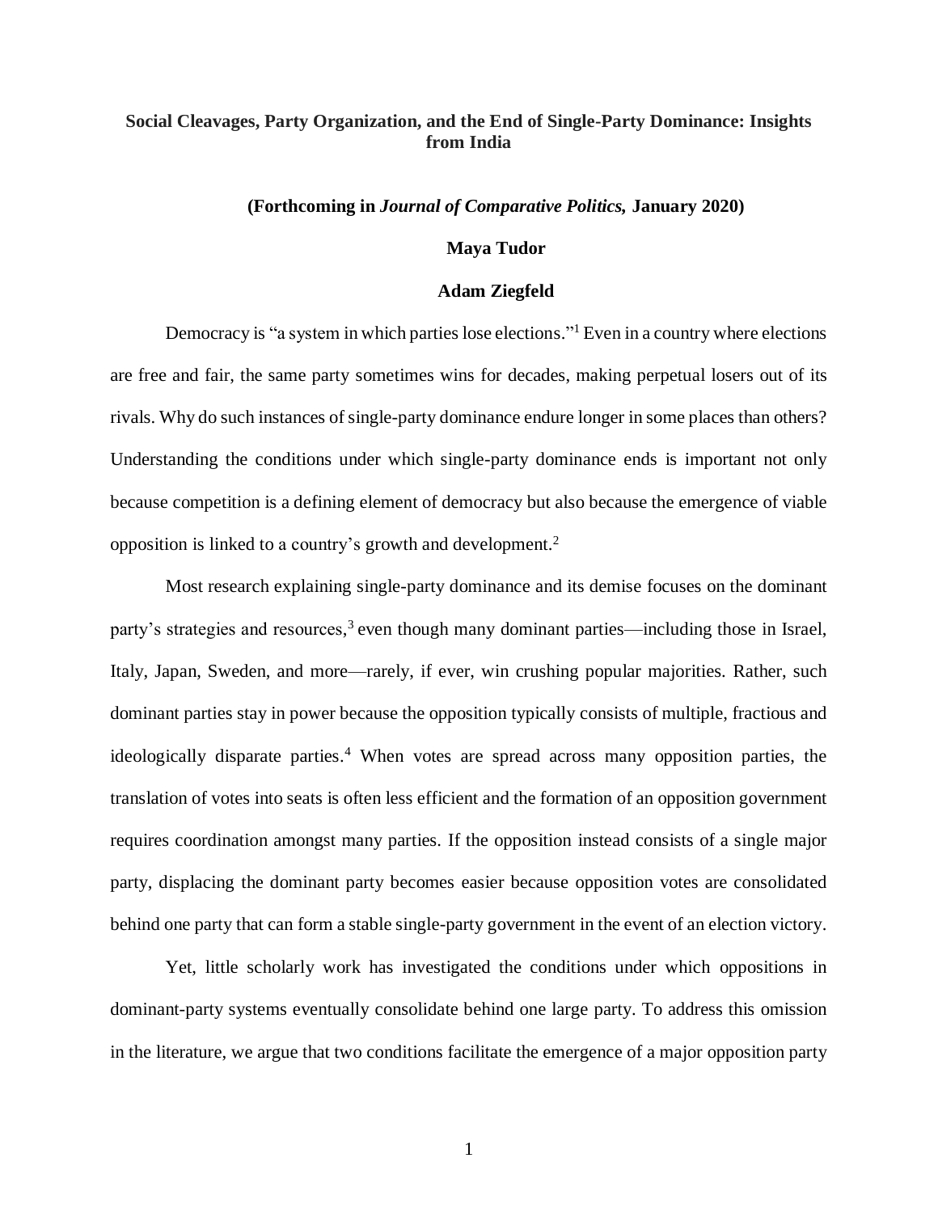# Social Cleavages, Party Organization, and the End of Single-Party Dominance: Insights from India

**(Forthcoming in *Journal of Comparative Politics,* January 2020)**

**Maya Tudor**

**Adam Ziegfeld**

Democracy is "a system in which parties lose elections."[1] Even in a country where elections are free and fair, the same party sometimes wins for decades, making perpetual losers out of its rivals. Why do such instances of single-party dominance endure longer in some places than others? Understanding the conditions under which single-party dominance ends is important not only because competition is a defining element of democracy but also because the emergence of viable opposition is linked to a country's growth and development.[2]

Most research explaining single-party dominance and its demise focuses on the dominant party's strategies and resources,[3] even though many dominant parties—including those in Israel, Italy, Japan, Sweden, and more—rarely, if ever, win crushing popular majorities. Rather, such dominant parties stay in power because the opposition typically consists of multiple, fractious and ideologically disparate parties.[4] When votes are spread across many opposition parties, the translation of votes into seats is often less efficient and the formation of an opposition government requires coordination amongst many parties. If the opposition instead consists of a single major party, displacing the dominant party becomes easier because opposition votes are consolidated behind one party that can form a stable single-party government in the event of an election victory.

Yet, little scholarly work has investigated the conditions under which oppositions in dominant-party systems eventually consolidate behind one large party. To address this omission in the literature, we argue that two conditions facilitate the emergence of a major opposition party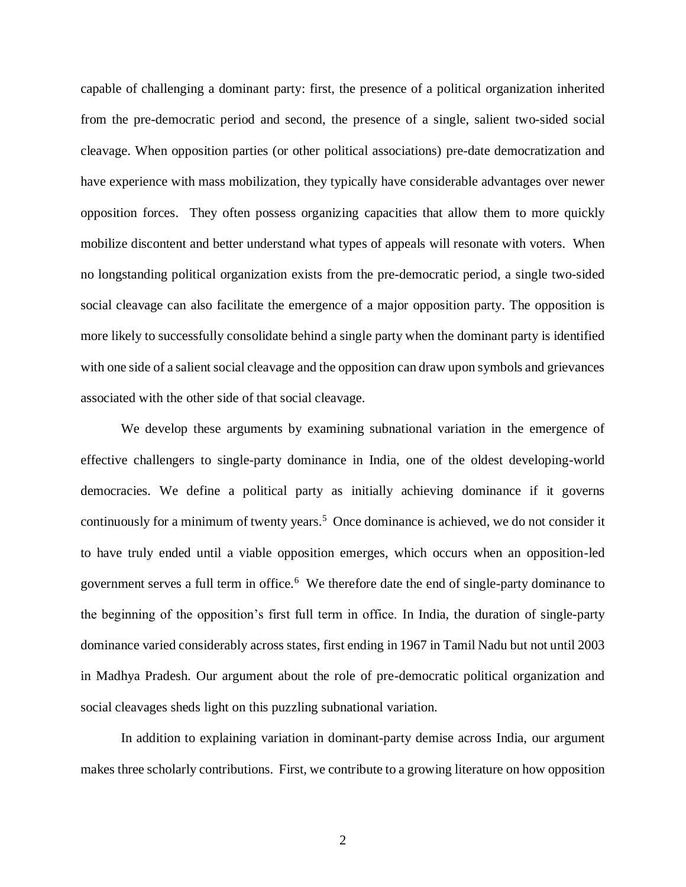capable of challenging a dominant party: first, the presence of a political organization inherited from the pre-democratic period and second, the presence of a single, salient two-sided social cleavage. When opposition parties (or other political associations) pre-date democratization and have experience with mass mobilization, they typically have considerable advantages over newer opposition forces. They often possess organizing capacities that allow them to more quickly mobilize discontent and better understand what types of appeals will resonate with voters. When no longstanding political organization exists from the pre-democratic period, a single two-sided social cleavage can also facilitate the emergence of a major opposition party. The opposition is more likely to successfully consolidate behind a single party when the dominant party is identified with one side of a salient social cleavage and the opposition can draw upon symbols and grievances associated with the other side of that social cleavage.

We develop these arguments by examining subnational variation in the emergence of effective challengers to single-party dominance in India, one of the oldest developing-world democracies. We define a political party as initially achieving dominance if it governs continuously for a minimum of twenty years.[5] Once dominance is achieved, we do not consider it to have truly ended until a viable opposition emerges, which occurs when an opposition-led government serves a full term in office.[6] We therefore date the end of single-party dominance to the beginning of the opposition's first full term in office. In India, the duration of single-party dominance varied considerably across states, first ending in 1967 in Tamil Nadu but not until 2003 in Madhya Pradesh. Our argument about the role of pre-democratic political organization and social cleavages sheds light on this puzzling subnational variation.

In addition to explaining variation in dominant-party demise across India, our argument makes three scholarly contributions. First, we contribute to a growing literature on how opposition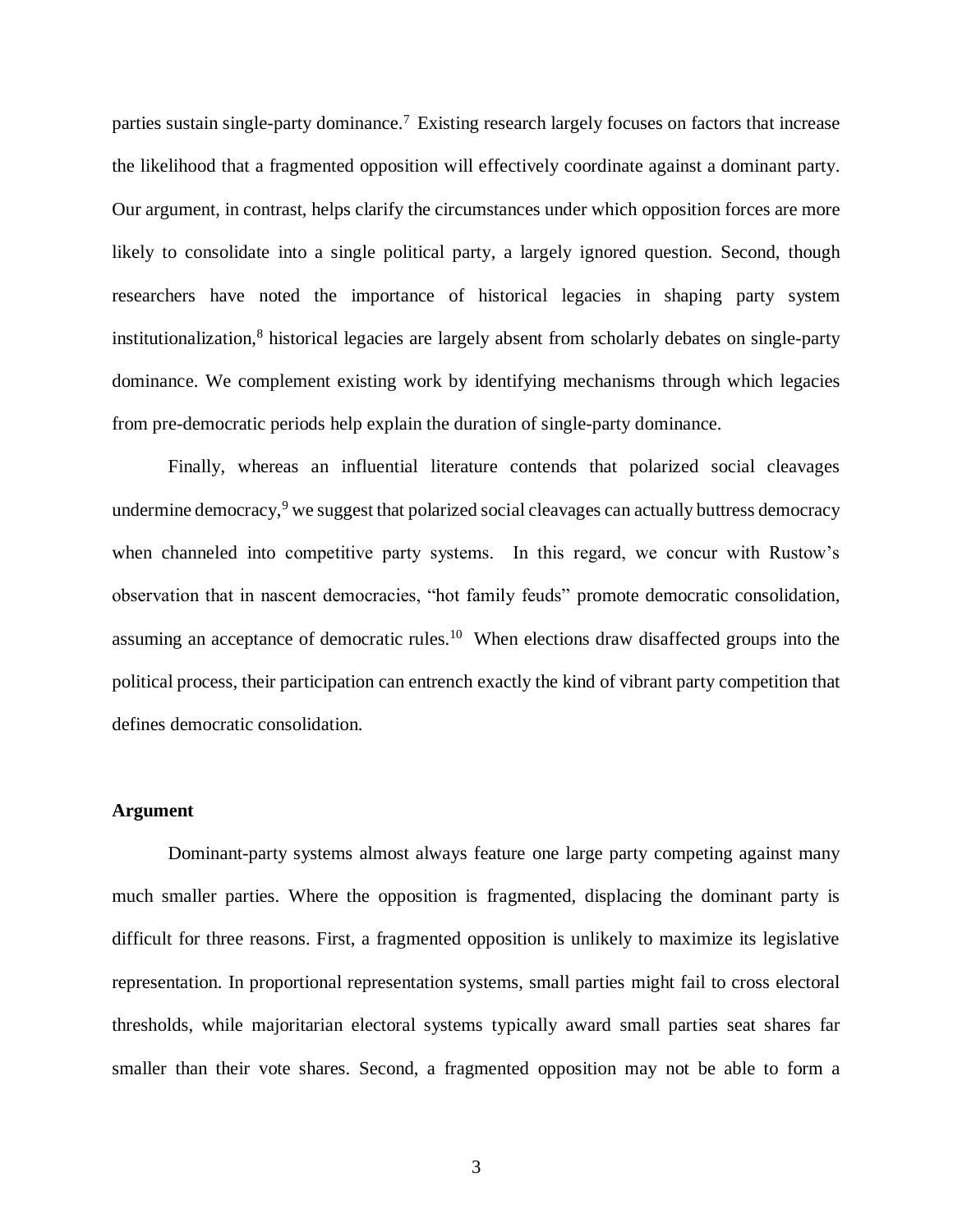parties sustain single-party dominance.[7] Existing research largely focuses on factors that increase the likelihood that a fragmented opposition will effectively coordinate against a dominant party. Our argument, in contrast, helps clarify the circumstances under which opposition forces are more likely to consolidate into a single political party, a largely ignored question. Second, though researchers have noted the importance of historical legacies in shaping party system institutionalization,[8] historical legacies are largely absent from scholarly debates on single-party dominance. We complement existing work by identifying mechanisms through which legacies from pre-democratic periods help explain the duration of single-party dominance.

Finally, whereas an influential literature contends that polarized social cleavages undermine democracy,[9] we suggest that polarized social cleavages can actually buttress democracy when channeled into competitive party systems. In this regard, we concur with Rustow's observation that in nascent democracies, "hot family feuds" promote democratic consolidation, assuming an acceptance of democratic rules.[10] When elections draw disaffected groups into the political process, their participation can entrench exactly the kind of vibrant party competition that defines democratic consolidation.

## Argument

Dominant-party systems almost always feature one large party competing against many much smaller parties. Where the opposition is fragmented, displacing the dominant party is difficult for three reasons. First, a fragmented opposition is unlikely to maximize its legislative representation. In proportional representation systems, small parties might fail to cross electoral thresholds, while majoritarian electoral systems typically award small parties seat shares far smaller than their vote shares. Second, a fragmented opposition may not be able to form a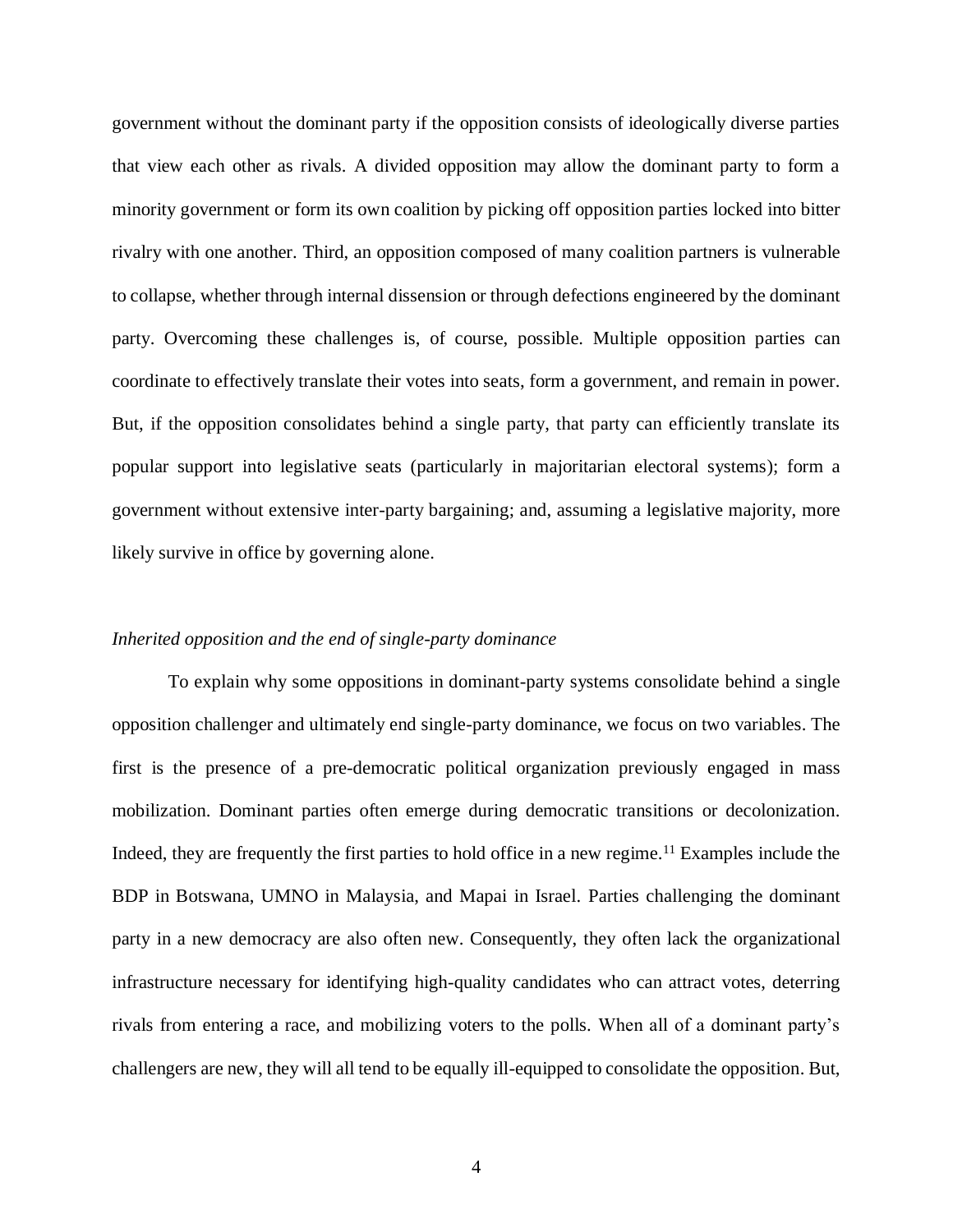government without the dominant party if the opposition consists of ideologically diverse parties that view each other as rivals. A divided opposition may allow the dominant party to form a minority government or form its own coalition by picking off opposition parties locked into bitter rivalry with one another. Third, an opposition composed of many coalition partners is vulnerable to collapse, whether through internal dissension or through defections engineered by the dominant party. Overcoming these challenges is, of course, possible. Multiple opposition parties can coordinate to effectively translate their votes into seats, form a government, and remain in power. But, if the opposition consolidates behind a single party, that party can efficiently translate its popular support into legislative seats (particularly in majoritarian electoral systems); form a government without extensive inter-party bargaining; and, assuming a legislative majority, more likely survive in office by governing alone.

### *Inherited opposition and the end of single-party dominance*

To explain why some oppositions in dominant-party systems consolidate behind a single opposition challenger and ultimately end single-party dominance, we focus on two variables. The first is the presence of a pre-democratic political organization previously engaged in mass mobilization. Dominant parties often emerge during democratic transitions or decolonization. Indeed, they are frequently the first parties to hold office in a new regime.[11] Examples include the BDP in Botswana, UMNO in Malaysia, and Mapai in Israel. Parties challenging the dominant party in a new democracy are also often new. Consequently, they often lack the organizational infrastructure necessary for identifying high-quality candidates who can attract votes, deterring rivals from entering a race, and mobilizing voters to the polls. When all of a dominant party's challengers are new, they will all tend to be equally ill-equipped to consolidate the opposition. But,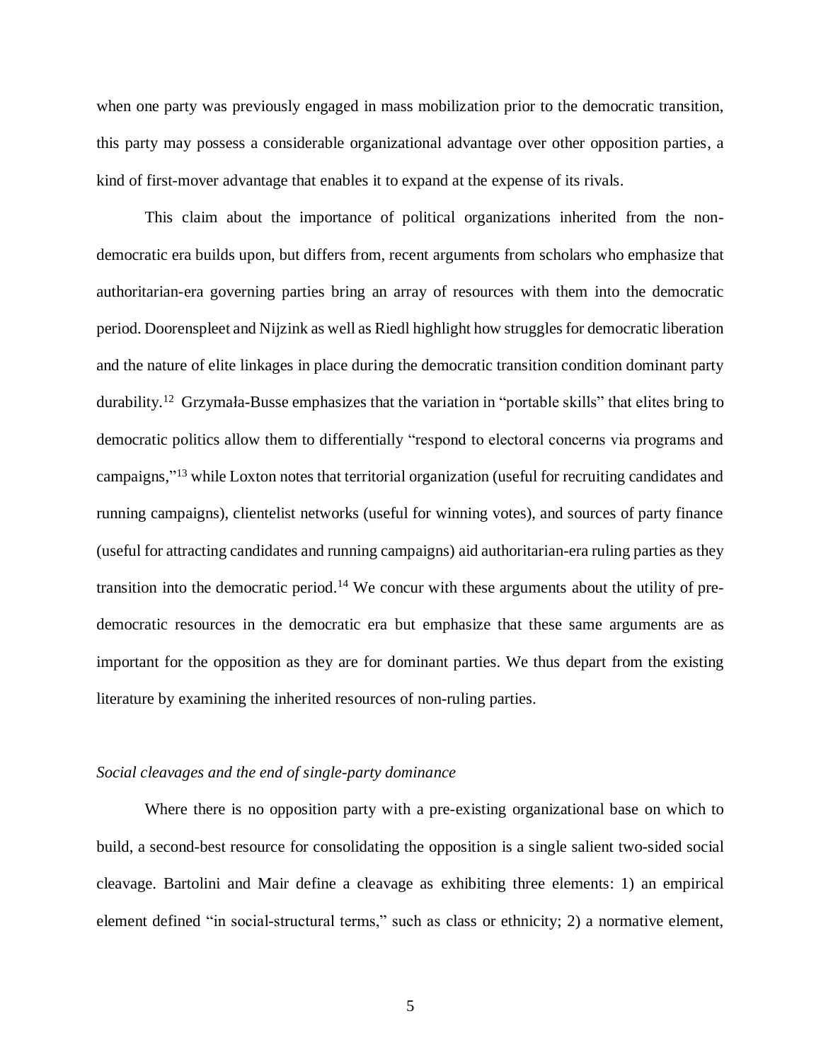when one party was previously engaged in mass mobilization prior to the democratic transition, this party may possess a considerable organizational advantage over other opposition parties, a kind of first-mover advantage that enables it to expand at the expense of its rivals.

This claim about the importance of political organizations inherited from the non-democratic era builds upon, but differs from, recent arguments from scholars who emphasize that authoritarian-era governing parties bring an array of resources with them into the democratic period. Doorenspleet and Nijzink as well as Riedl highlight how struggles for democratic liberation and the nature of elite linkages in place during the democratic transition condition dominant party durability.[12] Grzymała-Busse emphasizes that the variation in "portable skills" that elites bring to democratic politics allow them to differentially "respond to electoral concerns via programs and campaigns,"[13] while Loxton notes that territorial organization (useful for recruiting candidates and running campaigns), clientelist networks (useful for winning votes), and sources of party finance (useful for attracting candidates and running campaigns) aid authoritarian-era ruling parties as they transition into the democratic period.[14] We concur with these arguments about the utility of pre-democratic resources in the democratic era but emphasize that these same arguments are as important for the opposition as they are for dominant parties. We thus depart from the existing literature by examining the inherited resources of non-ruling parties.

*Social cleavages and the end of single-party dominance*

Where there is no opposition party with a pre-existing organizational base on which to build, a second-best resource for consolidating the opposition is a single salient two-sided social cleavage. Bartolini and Mair define a cleavage as exhibiting three elements: 1) an empirical element defined "in social-structural terms," such as class or ethnicity; 2) a normative element,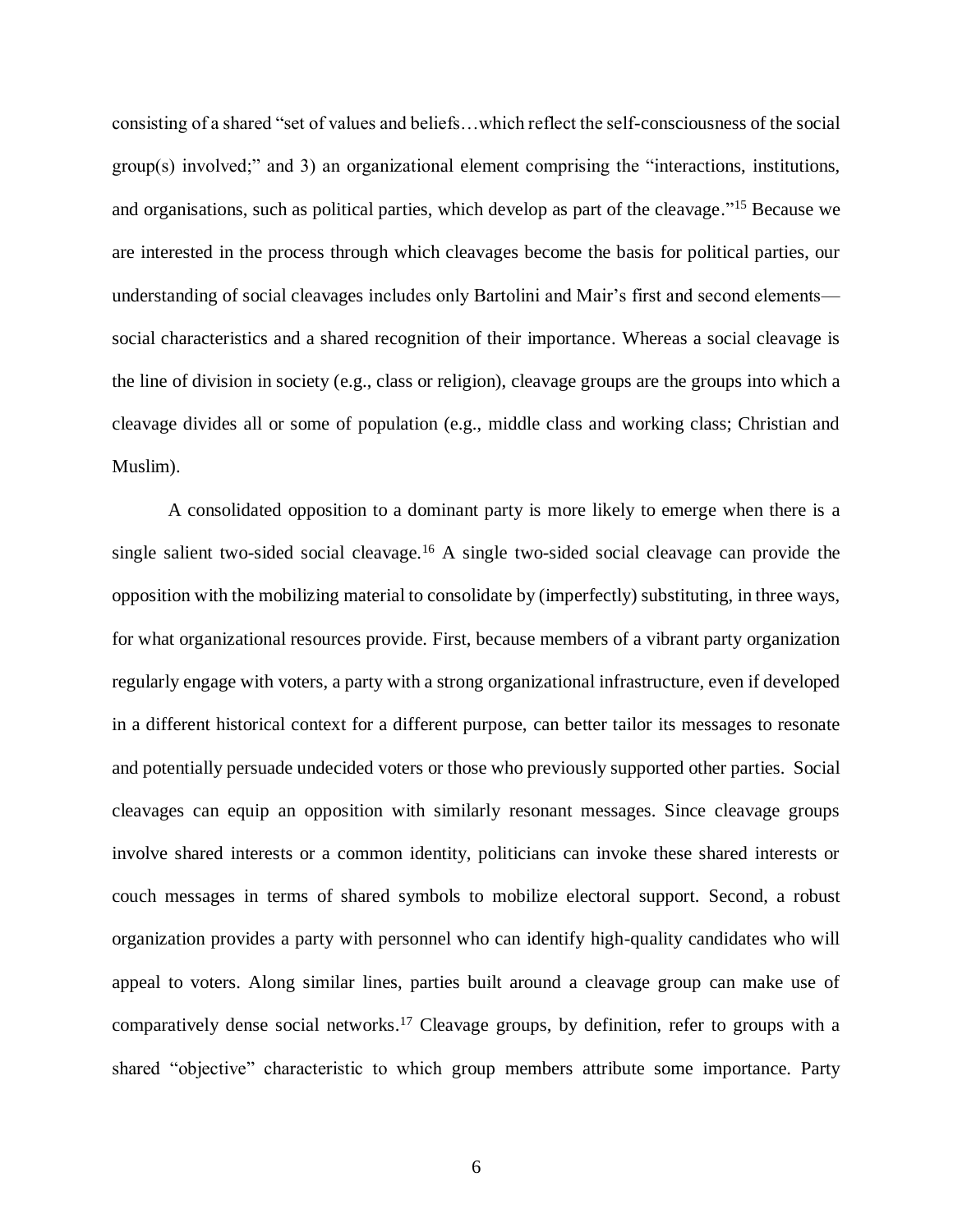consisting of a shared "set of values and beliefs…which reflect the self-consciousness of the social group(s) involved;" and 3) an organizational element comprising the "interactions, institutions, and organisations, such as political parties, which develop as part of the cleavage."[15] Because we are interested in the process through which cleavages become the basis for political parties, our understanding of social cleavages includes only Bartolini and Mair's first and second elements—social characteristics and a shared recognition of their importance. Whereas a social cleavage is the line of division in society (e.g., class or religion), cleavage groups are the groups into which a cleavage divides all or some of population (e.g., middle class and working class; Christian and Muslim).

A consolidated opposition to a dominant party is more likely to emerge when there is a single salient two-sided social cleavage.[16] A single two-sided social cleavage can provide the opposition with the mobilizing material to consolidate by (imperfectly) substituting, in three ways, for what organizational resources provide. First, because members of a vibrant party organization regularly engage with voters, a party with a strong organizational infrastructure, even if developed in a different historical context for a different purpose, can better tailor its messages to resonate and potentially persuade undecided voters or those who previously supported other parties. Social cleavages can equip an opposition with similarly resonant messages. Since cleavage groups involve shared interests or a common identity, politicians can invoke these shared interests or couch messages in terms of shared symbols to mobilize electoral support. Second, a robust organization provides a party with personnel who can identify high-quality candidates who will appeal to voters. Along similar lines, parties built around a cleavage group can make use of comparatively dense social networks.[17] Cleavage groups, by definition, refer to groups with a shared "objective" characteristic to which group members attribute some importance. Party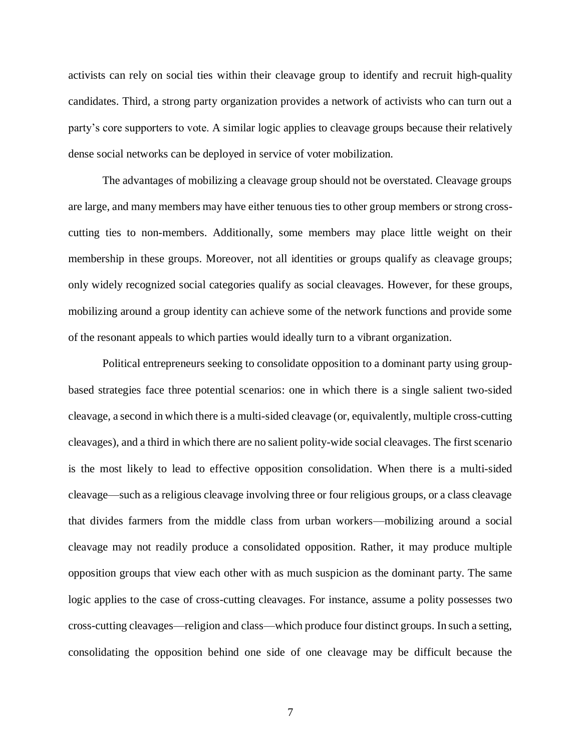activists can rely on social ties within their cleavage group to identify and recruit high-quality candidates. Third, a strong party organization provides a network of activists who can turn out a party's core supporters to vote. A similar logic applies to cleavage groups because their relatively dense social networks can be deployed in service of voter mobilization.

The advantages of mobilizing a cleavage group should not be overstated. Cleavage groups are large, and many members may have either tenuous ties to other group members or strong cross-cutting ties to non-members. Additionally, some members may place little weight on their membership in these groups. Moreover, not all identities or groups qualify as cleavage groups; only widely recognized social categories qualify as social cleavages. However, for these groups, mobilizing around a group identity can achieve some of the network functions and provide some of the resonant appeals to which parties would ideally turn to a vibrant organization.

Political entrepreneurs seeking to consolidate opposition to a dominant party using group-based strategies face three potential scenarios: one in which there is a single salient two-sided cleavage, a second in which there is a multi-sided cleavage (or, equivalently, multiple cross-cutting cleavages), and a third in which there are no salient polity-wide social cleavages. The first scenario is the most likely to lead to effective opposition consolidation. When there is a multi-sided cleavage—such as a religious cleavage involving three or four religious groups, or a class cleavage that divides farmers from the middle class from urban workers—mobilizing around a social cleavage may not readily produce a consolidated opposition. Rather, it may produce multiple opposition groups that view each other with as much suspicion as the dominant party. The same logic applies to the case of cross-cutting cleavages. For instance, assume a polity possesses two cross-cutting cleavages—religion and class—which produce four distinct groups. In such a setting, consolidating the opposition behind one side of one cleavage may be difficult because the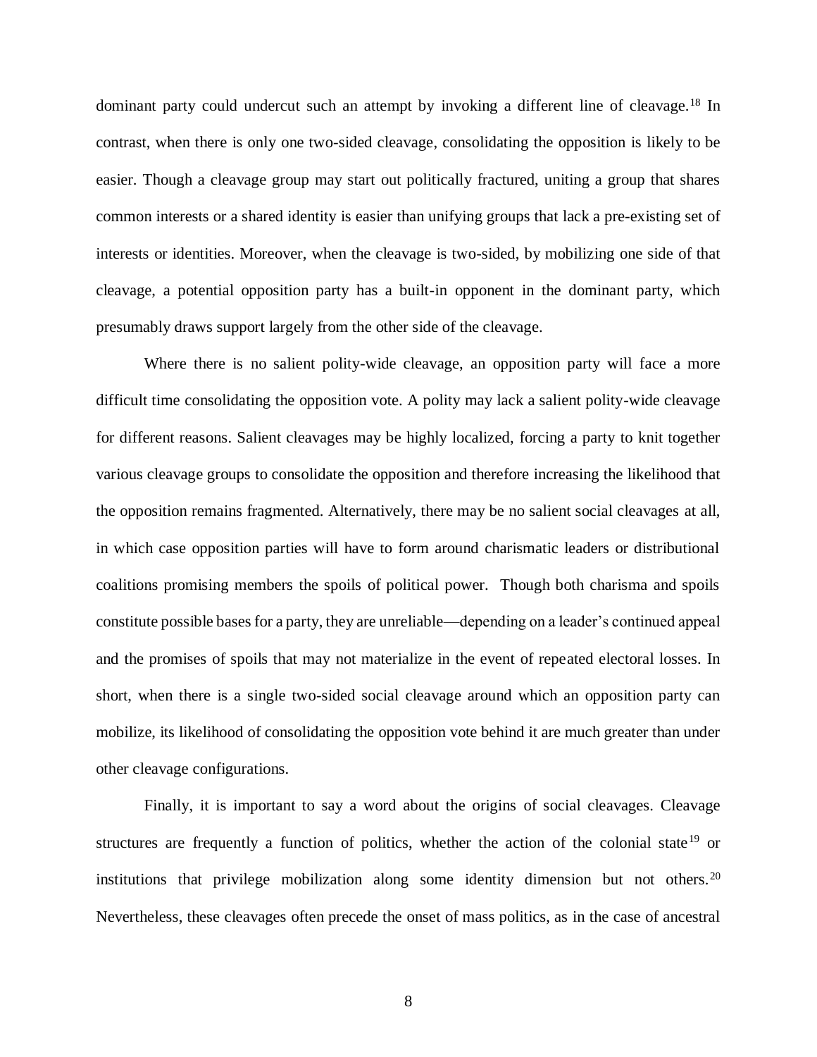dominant party could undercut such an attempt by invoking a different line of cleavage.[18] In contrast, when there is only one two-sided cleavage, consolidating the opposition is likely to be easier. Though a cleavage group may start out politically fractured, uniting a group that shares common interests or a shared identity is easier than unifying groups that lack a pre-existing set of interests or identities. Moreover, when the cleavage is two-sided, by mobilizing one side of that cleavage, a potential opposition party has a built-in opponent in the dominant party, which presumably draws support largely from the other side of the cleavage.

Where there is no salient polity-wide cleavage, an opposition party will face a more difficult time consolidating the opposition vote. A polity may lack a salient polity-wide cleavage for different reasons. Salient cleavages may be highly localized, forcing a party to knit together various cleavage groups to consolidate the opposition and therefore increasing the likelihood that the opposition remains fragmented. Alternatively, there may be no salient social cleavages at all, in which case opposition parties will have to form around charismatic leaders or distributional coalitions promising members the spoils of political power. Though both charisma and spoils constitute possible bases for a party, they are unreliable—depending on a leader's continued appeal and the promises of spoils that may not materialize in the event of repeated electoral losses. In short, when there is a single two-sided social cleavage around which an opposition party can mobilize, its likelihood of consolidating the opposition vote behind it are much greater than under other cleavage configurations.

Finally, it is important to say a word about the origins of social cleavages. Cleavage structures are frequently a function of politics, whether the action of the colonial state[19] or institutions that privilege mobilization along some identity dimension but not others.[20] Nevertheless, these cleavages often precede the onset of mass politics, as in the case of ancestral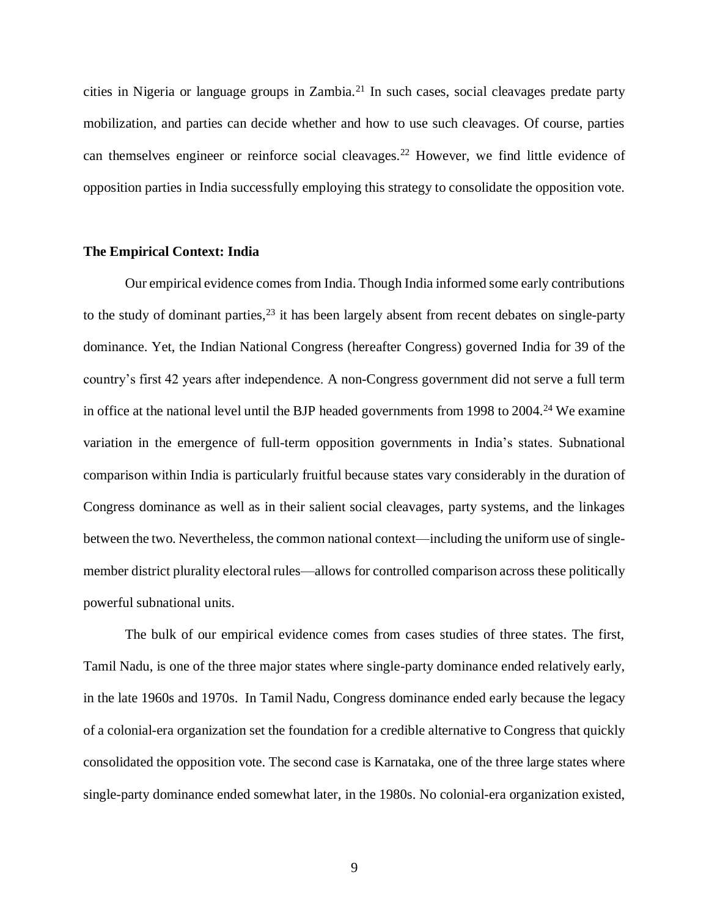cities in Nigeria or language groups in Zambia.[21] In such cases, social cleavages predate party mobilization, and parties can decide whether and how to use such cleavages. Of course, parties can themselves engineer or reinforce social cleavages.[22] However, we find little evidence of opposition parties in India successfully employing this strategy to consolidate the opposition vote.

**The Empirical Context: India**

Our empirical evidence comes from India. Though India informed some early contributions to the study of dominant parties,[23] it has been largely absent from recent debates on single-party dominance. Yet, the Indian National Congress (hereafter Congress) governed India for 39 of the country's first 42 years after independence. A non-Congress government did not serve a full term in office at the national level until the BJP headed governments from 1998 to 2004.[24] We examine variation in the emergence of full-term opposition governments in India's states. Subnational comparison within India is particularly fruitful because states vary considerably in the duration of Congress dominance as well as in their salient social cleavages, party systems, and the linkages between the two. Nevertheless, the common national context—including the uniform use of single-member district plurality electoral rules—allows for controlled comparison across these politically powerful subnational units.

The bulk of our empirical evidence comes from cases studies of three states. The first, Tamil Nadu, is one of the three major states where single-party dominance ended relatively early, in the late 1960s and 1970s. In Tamil Nadu, Congress dominance ended early because the legacy of a colonial-era organization set the foundation for a credible alternative to Congress that quickly consolidated the opposition vote. The second case is Karnataka, one of the three large states where single-party dominance ended somewhat later, in the 1980s. No colonial-era organization existed,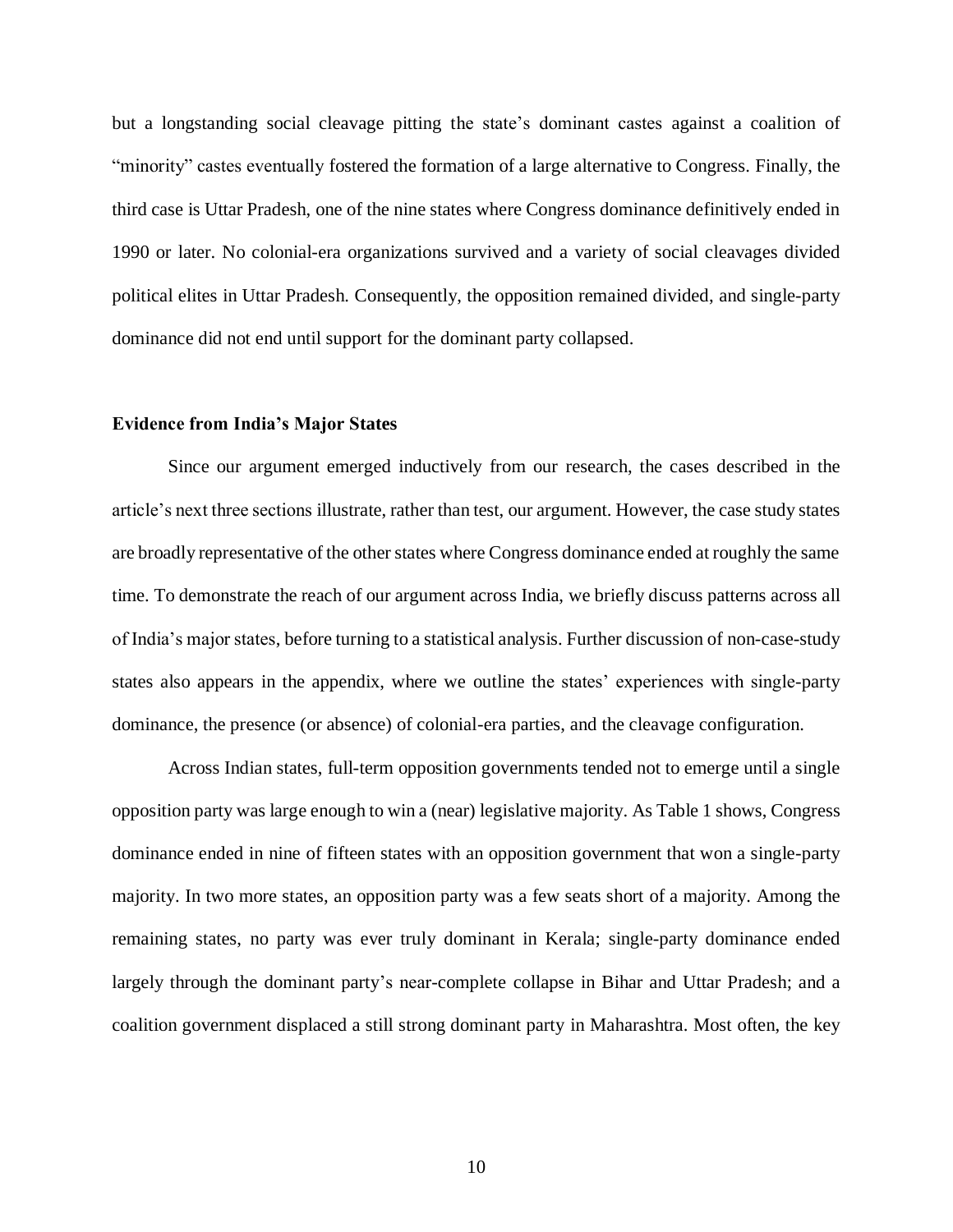but a longstanding social cleavage pitting the state's dominant castes against a coalition of "minority" castes eventually fostered the formation of a large alternative to Congress. Finally, the third case is Uttar Pradesh, one of the nine states where Congress dominance definitively ended in 1990 or later. No colonial-era organizations survived and a variety of social cleavages divided political elites in Uttar Pradesh. Consequently, the opposition remained divided, and single-party dominance did not end until support for the dominant party collapsed.

**Evidence from India's Major States**

Since our argument emerged inductively from our research, the cases described in the article's next three sections illustrate, rather than test, our argument. However, the case study states are broadly representative of the other states where Congress dominance ended at roughly the same time. To demonstrate the reach of our argument across India, we briefly discuss patterns across all of India's major states, before turning to a statistical analysis. Further discussion of non-case-study states also appears in the appendix, where we outline the states' experiences with single-party dominance, the presence (or absence) of colonial-era parties, and the cleavage configuration.

Across Indian states, full-term opposition governments tended not to emerge until a single opposition party was large enough to win a (near) legislative majority. As Table 1 shows, Congress dominance ended in nine of fifteen states with an opposition government that won a single-party majority. In two more states, an opposition party was a few seats short of a majority. Among the remaining states, no party was ever truly dominant in Kerala; single-party dominance ended largely through the dominant party's near-complete collapse in Bihar and Uttar Pradesh; and a coalition government displaced a still strong dominant party in Maharashtra. Most often, the key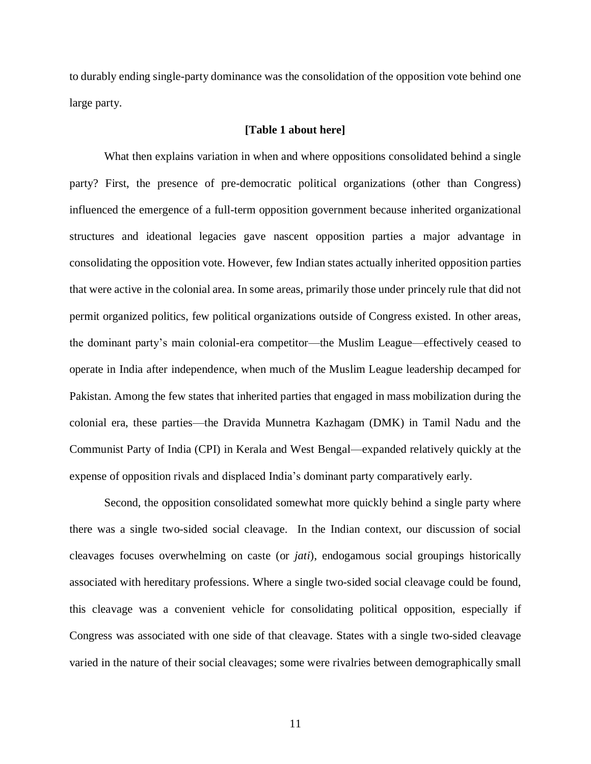to durably ending single-party dominance was the consolidation of the opposition vote behind one large party.

**[Table 1 about here]**

What then explains variation in when and where oppositions consolidated behind a single party? First, the presence of pre-democratic political organizations (other than Congress) influenced the emergence of a full-term opposition government because inherited organizational structures and ideational legacies gave nascent opposition parties a major advantage in consolidating the opposition vote. However, few Indian states actually inherited opposition parties that were active in the colonial area. In some areas, primarily those under princely rule that did not permit organized politics, few political organizations outside of Congress existed. In other areas, the dominant party's main colonial-era competitor—the Muslim League—effectively ceased to operate in India after independence, when much of the Muslim League leadership decamped for Pakistan. Among the few states that inherited parties that engaged in mass mobilization during the colonial era, these parties—the Dravida Munnetra Kazhagam (DMK) in Tamil Nadu and the Communist Party of India (CPI) in Kerala and West Bengal—expanded relatively quickly at the expense of opposition rivals and displaced India's dominant party comparatively early.

Second, the opposition consolidated somewhat more quickly behind a single party where there was a single two-sided social cleavage. In the Indian context, our discussion of social cleavages focuses overwhelming on caste (or *jati*), endogamous social groupings historically associated with hereditary professions. Where a single two-sided social cleavage could be found, this cleavage was a convenient vehicle for consolidating political opposition, especially if Congress was associated with one side of that cleavage. States with a single two-sided cleavage varied in the nature of their social cleavages; some were rivalries between demographically small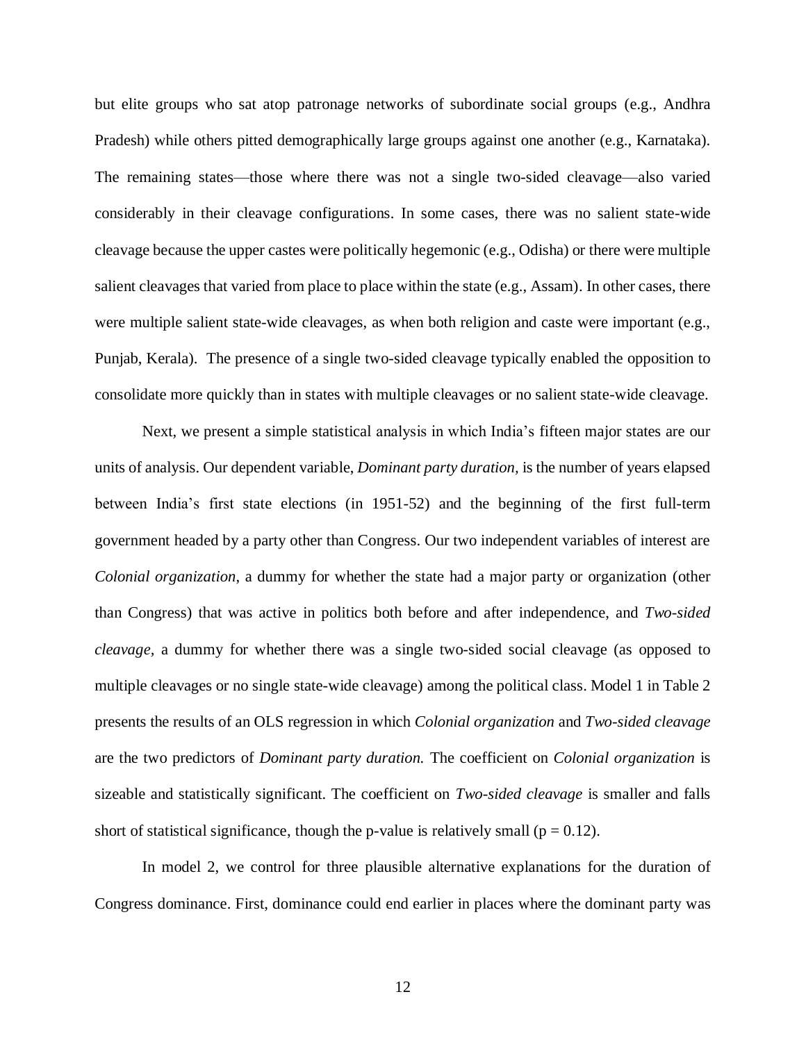but elite groups who sat atop patronage networks of subordinate social groups (e.g., Andhra Pradesh) while others pitted demographically large groups against one another (e.g., Karnataka). The remaining states—those where there was not a single two-sided cleavage—also varied considerably in their cleavage configurations. In some cases, there was no salient state-wide cleavage because the upper castes were politically hegemonic (e.g., Odisha) or there were multiple salient cleavages that varied from place to place within the state (e.g., Assam). In other cases, there were multiple salient state-wide cleavages, as when both religion and caste were important (e.g., Punjab, Kerala). The presence of a single two-sided cleavage typically enabled the opposition to consolidate more quickly than in states with multiple cleavages or no salient state-wide cleavage.

Next, we present a simple statistical analysis in which India's fifteen major states are our units of analysis. Our dependent variable, *Dominant party duration,* is the number of years elapsed between India's first state elections (in 1951-52) and the beginning of the first full-term government headed by a party other than Congress. Our two independent variables of interest are *Colonial organization*, a dummy for whether the state had a major party or organization (other than Congress) that was active in politics both before and after independence, and *Two-sided cleavage,* a dummy for whether there was a single two-sided social cleavage (as opposed to multiple cleavages or no single state-wide cleavage) among the political class. Model 1 in Table 2 presents the results of an OLS regression in which *Colonial organization* and *Two-sided cleavage* are the two predictors of *Dominant party duration.* The coefficient on *Colonial organization* is sizeable and statistically significant. The coefficient on *Two-sided cleavage* is smaller and falls short of statistical significance, though the p-value is relatively small ($p = 0.12$).

In model 2, we control for three plausible alternative explanations for the duration of Congress dominance. First, dominance could end earlier in places where the dominant party was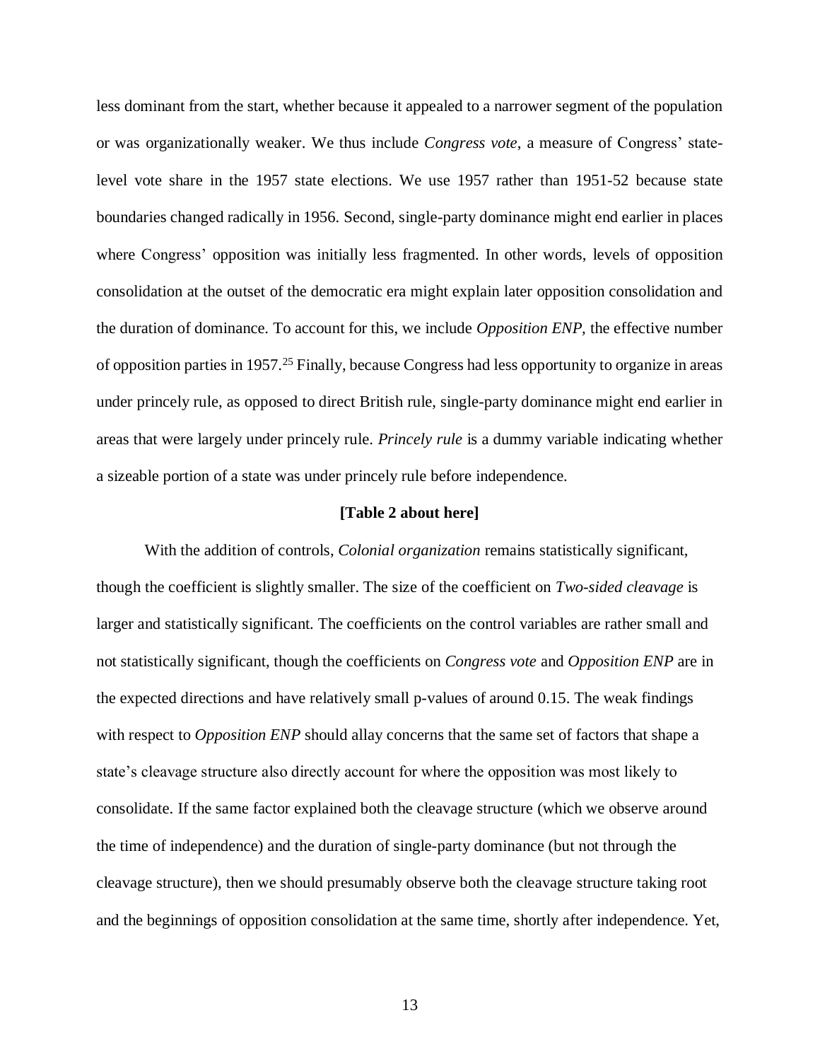less dominant from the start, whether because it appealed to a narrower segment of the population or was organizationally weaker. We thus include *Congress vote*, a measure of Congress' state-level vote share in the 1957 state elections. We use 1957 rather than 1951-52 because state boundaries changed radically in 1956. Second, single-party dominance might end earlier in places where Congress' opposition was initially less fragmented. In other words, levels of opposition consolidation at the outset of the democratic era might explain later opposition consolidation and the duration of dominance. To account for this, we include *Opposition ENP*, the effective number of opposition parties in 1957.[25] Finally, because Congress had less opportunity to organize in areas under princely rule, as opposed to direct British rule, single-party dominance might end earlier in areas that were largely under princely rule. *Princely rule* is a dummy variable indicating whether a sizeable portion of a state was under princely rule before independence.

**[Table 2 about here]**

With the addition of controls, *Colonial organization* remains statistically significant, though the coefficient is slightly smaller. The size of the coefficient on *Two-sided cleavage* is larger and statistically significant. The coefficients on the control variables are rather small and not statistically significant, though the coefficients on *Congress vote* and *Opposition ENP* are in the expected directions and have relatively small p-values of around 0.15. The weak findings with respect to *Opposition ENP* should allay concerns that the same set of factors that shape a state's cleavage structure also directly account for where the opposition was most likely to consolidate. If the same factor explained both the cleavage structure (which we observe around the time of independence) and the duration of single-party dominance (but not through the cleavage structure), then we should presumably observe both the cleavage structure taking root and the beginnings of opposition consolidation at the same time, shortly after independence. Yet,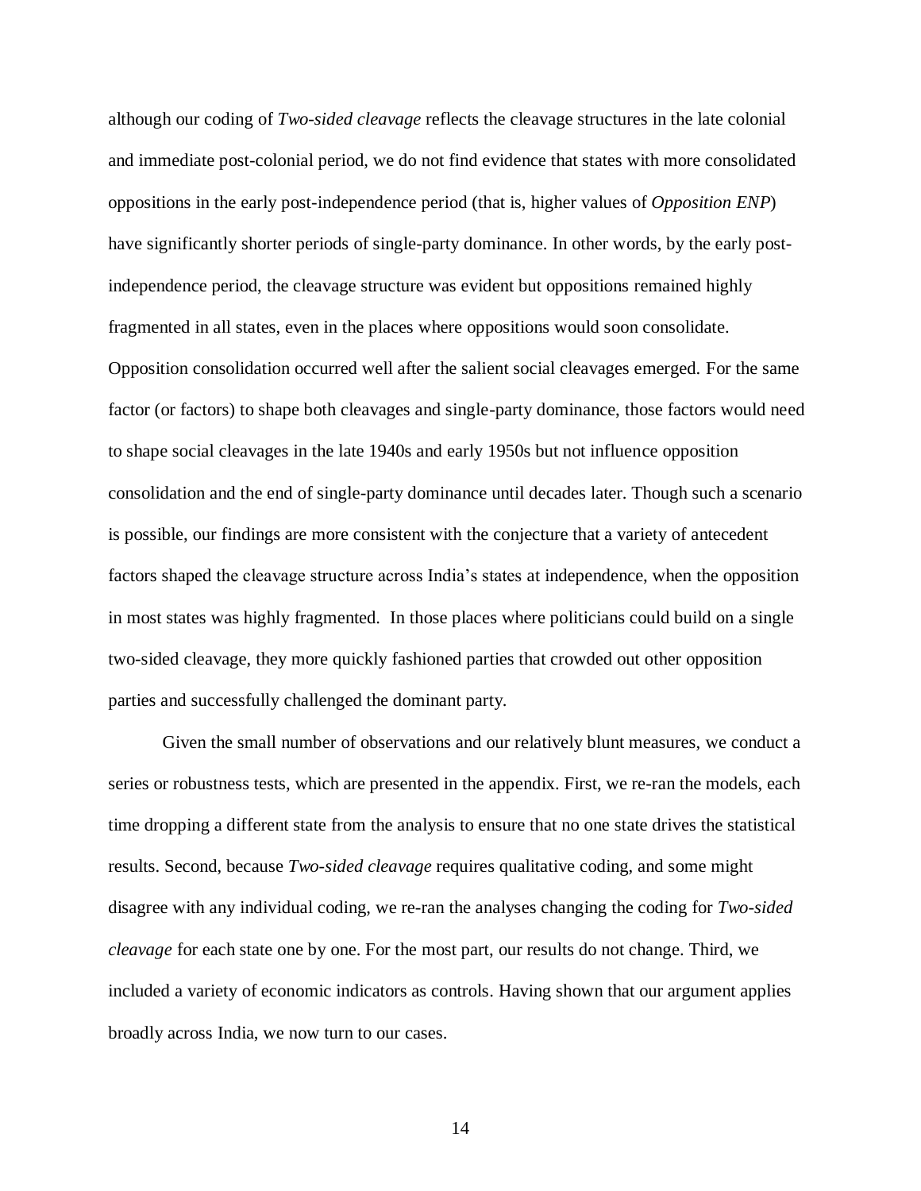although our coding of *Two-sided cleavage* reflects the cleavage structures in the late colonial and immediate post-colonial period, we do not find evidence that states with more consolidated oppositions in the early post-independence period (that is, higher values of *Opposition ENP*) have significantly shorter periods of single-party dominance. In other words, by the early post-independence period, the cleavage structure was evident but oppositions remained highly fragmented in all states, even in the places where oppositions would soon consolidate. Opposition consolidation occurred well after the salient social cleavages emerged. For the same factor (or factors) to shape both cleavages and single-party dominance, those factors would need to shape social cleavages in the late 1940s and early 1950s but not influence opposition consolidation and the end of single-party dominance until decades later. Though such a scenario is possible, our findings are more consistent with the conjecture that a variety of antecedent factors shaped the cleavage structure across India's states at independence, when the opposition in most states was highly fragmented. In those places where politicians could build on a single two-sided cleavage, they more quickly fashioned parties that crowded out other opposition parties and successfully challenged the dominant party.

Given the small number of observations and our relatively blunt measures, we conduct a series or robustness tests, which are presented in the appendix. First, we re-ran the models, each time dropping a different state from the analysis to ensure that no one state drives the statistical results. Second, because *Two-sided cleavage* requires qualitative coding, and some might disagree with any individual coding, we re-ran the analyses changing the coding for *Two-sided cleavage* for each state one by one. For the most part, our results do not change. Third, we included a variety of economic indicators as controls. Having shown that our argument applies broadly across India, we now turn to our cases.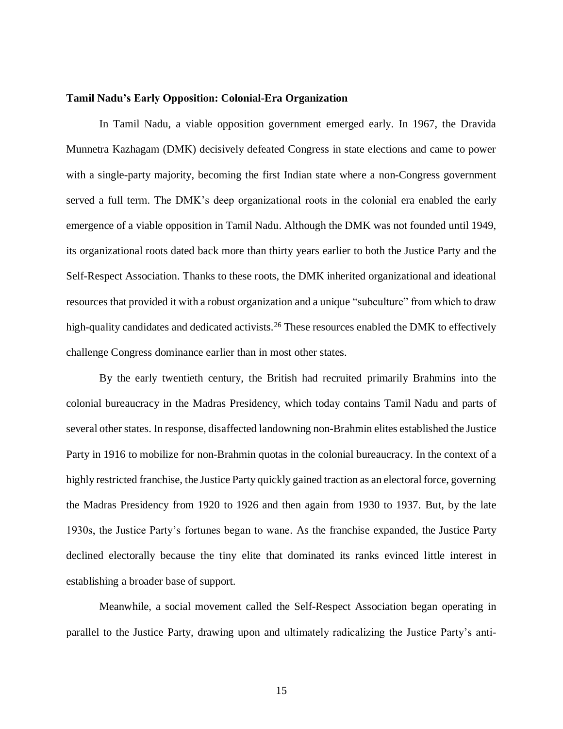**Tamil Nadu's Early Opposition: Colonial-Era Organization**

In Tamil Nadu, a viable opposition government emerged early. In 1967, the Dravida Munnetra Kazhagam (DMK) decisively defeated Congress in state elections and came to power with a single-party majority, becoming the first Indian state where a non-Congress government served a full term. The DMK's deep organizational roots in the colonial era enabled the early emergence of a viable opposition in Tamil Nadu. Although the DMK was not founded until 1949, its organizational roots dated back more than thirty years earlier to both the Justice Party and the Self-Respect Association. Thanks to these roots, the DMK inherited organizational and ideational resources that provided it with a robust organization and a unique "subculture" from which to draw high-quality candidates and dedicated activists.[26] These resources enabled the DMK to effectively challenge Congress dominance earlier than in most other states.

By the early twentieth century, the British had recruited primarily Brahmins into the colonial bureaucracy in the Madras Presidency, which today contains Tamil Nadu and parts of several other states. In response, disaffected landowning non-Brahmin elites established the Justice Party in 1916 to mobilize for non-Brahmin quotas in the colonial bureaucracy. In the context of a highly restricted franchise, the Justice Party quickly gained traction as an electoral force, governing the Madras Presidency from 1920 to 1926 and then again from 1930 to 1937. But, by the late 1930s, the Justice Party's fortunes began to wane. As the franchise expanded, the Justice Party declined electorally because the tiny elite that dominated its ranks evinced little interest in establishing a broader base of support.

Meanwhile, a social movement called the Self-Respect Association began operating in parallel to the Justice Party, drawing upon and ultimately radicalizing the Justice Party's anti-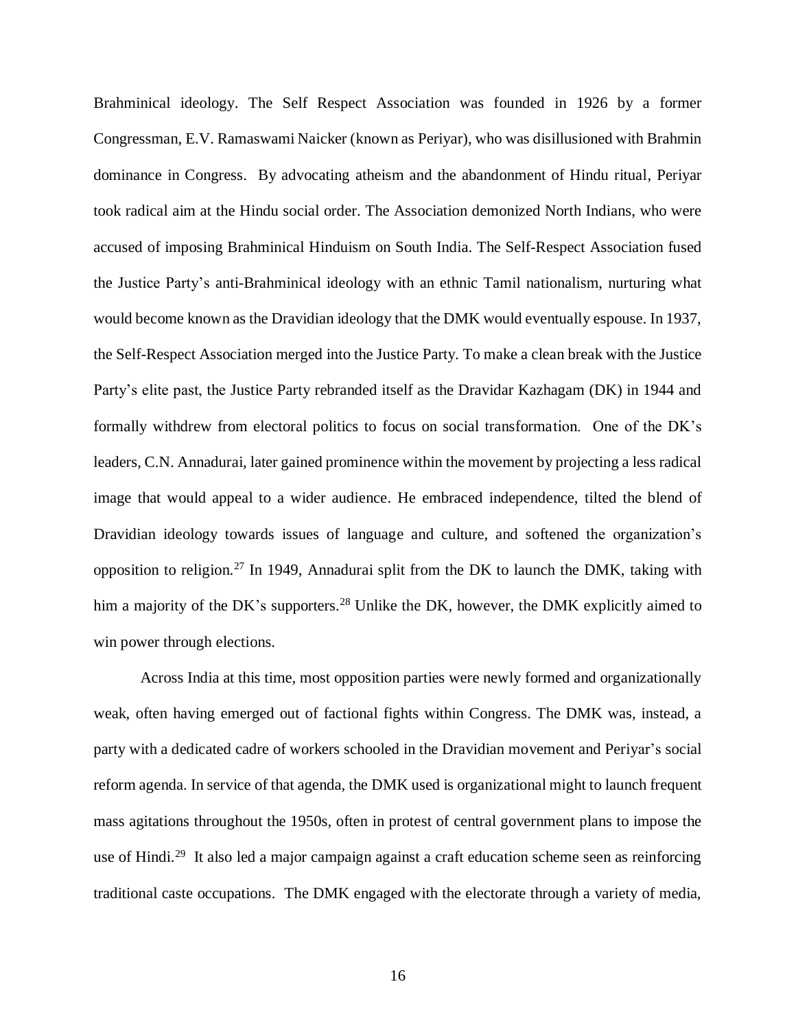Brahminical ideology. The Self Respect Association was founded in 1926 by a former Congressman, E.V. Ramaswami Naicker (known as Periyar), who was disillusioned with Brahmin dominance in Congress. By advocating atheism and the abandonment of Hindu ritual, Periyar took radical aim at the Hindu social order. The Association demonized North Indians, who were accused of imposing Brahminical Hinduism on South India. The Self-Respect Association fused the Justice Party's anti-Brahminical ideology with an ethnic Tamil nationalism, nurturing what would become known as the Dravidian ideology that the DMK would eventually espouse. In 1937, the Self-Respect Association merged into the Justice Party. To make a clean break with the Justice Party's elite past, the Justice Party rebranded itself as the Dravidar Kazhagam (DK) in 1944 and formally withdrew from electoral politics to focus on social transformation. One of the DK's leaders, C.N. Annadurai, later gained prominence within the movement by projecting a less radical image that would appeal to a wider audience. He embraced independence, tilted the blend of Dravidian ideology towards issues of language and culture, and softened the organization's opposition to religion.[27] In 1949, Annadurai split from the DK to launch the DMK, taking with him a majority of the DK's supporters.[28] Unlike the DK, however, the DMK explicitly aimed to win power through elections.

Across India at this time, most opposition parties were newly formed and organizationally weak, often having emerged out of factional fights within Congress. The DMK was, instead, a party with a dedicated cadre of workers schooled in the Dravidian movement and Periyar's social reform agenda. In service of that agenda, the DMK used is organizational might to launch frequent mass agitations throughout the 1950s, often in protest of central government plans to impose the use of Hindi.[29] It also led a major campaign against a craft education scheme seen as reinforcing traditional caste occupations. The DMK engaged with the electorate through a variety of media,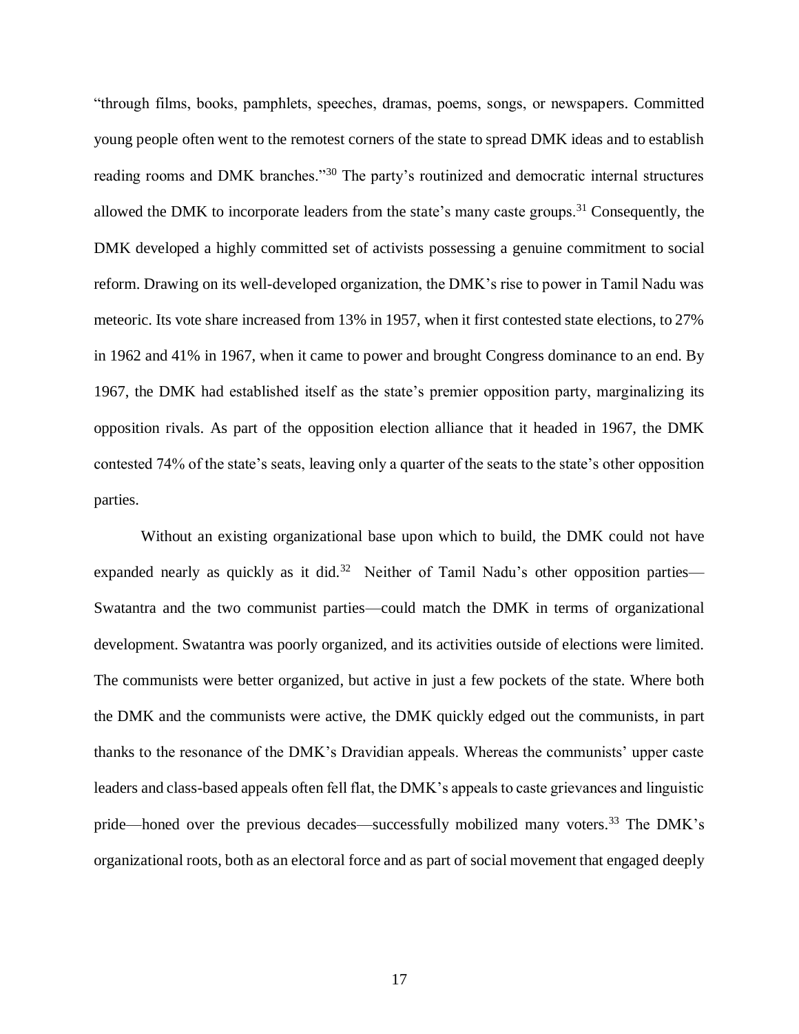"through films, books, pamphlets, speeches, dramas, poems, songs, or newspapers. Committed young people often went to the remotest corners of the state to spread DMK ideas and to establish reading rooms and DMK branches."[30] The party's routinized and democratic internal structures allowed the DMK to incorporate leaders from the state's many caste groups.[31] Consequently, the DMK developed a highly committed set of activists possessing a genuine commitment to social reform. Drawing on its well-developed organization, the DMK's rise to power in Tamil Nadu was meteoric. Its vote share increased from 13% in 1957, when it first contested state elections, to 27% in 1962 and 41% in 1967, when it came to power and brought Congress dominance to an end. By 1967, the DMK had established itself as the state's premier opposition party, marginalizing its opposition rivals. As part of the opposition election alliance that it headed in 1967, the DMK contested 74% of the state's seats, leaving only a quarter of the seats to the state's other opposition parties.

Without an existing organizational base upon which to build, the DMK could not have expanded nearly as quickly as it did.[32] Neither of Tamil Nadu's other opposition parties—Swatantra and the two communist parties—could match the DMK in terms of organizational development. Swatantra was poorly organized, and its activities outside of elections were limited. The communists were better organized, but active in just a few pockets of the state. Where both the DMK and the communists were active, the DMK quickly edged out the communists, in part thanks to the resonance of the DMK's Dravidian appeals. Whereas the communists' upper caste leaders and class-based appeals often fell flat, the DMK's appeals to caste grievances and linguistic pride—honed over the previous decades—successfully mobilized many voters.[33] The DMK's organizational roots, both as an electoral force and as part of social movement that engaged deeply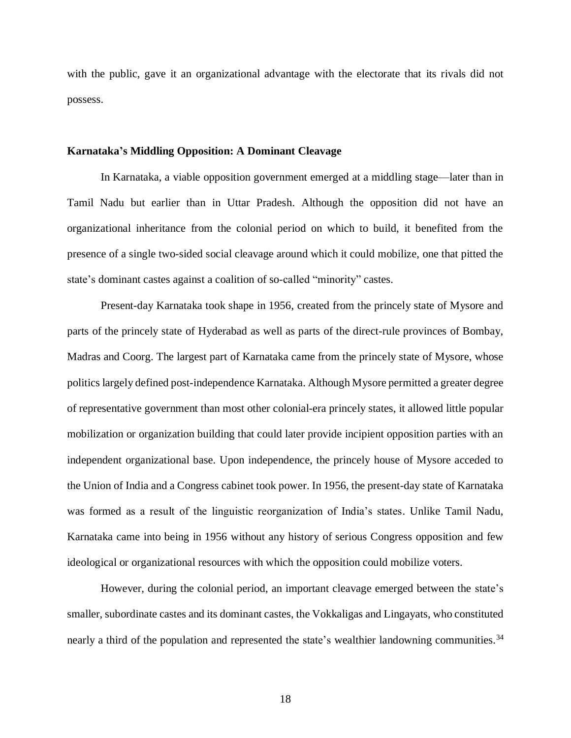with the public, gave it an organizational advantage with the electorate that its rivals did not possess.

### Karnataka's Middling Opposition: A Dominant Cleavage

In Karnataka, a viable opposition government emerged at a middling stage—later than in Tamil Nadu but earlier than in Uttar Pradesh. Although the opposition did not have an organizational inheritance from the colonial period on which to build, it benefited from the presence of a single two-sided social cleavage around which it could mobilize, one that pitted the state's dominant castes against a coalition of so-called "minority" castes.

Present-day Karnataka took shape in 1956, created from the princely state of Mysore and parts of the princely state of Hyderabad as well as parts of the direct-rule provinces of Bombay, Madras and Coorg. The largest part of Karnataka came from the princely state of Mysore, whose politics largely defined post-independence Karnataka. Although Mysore permitted a greater degree of representative government than most other colonial-era princely states, it allowed little popular mobilization or organization building that could later provide incipient opposition parties with an independent organizational base. Upon independence, the princely house of Mysore acceded to the Union of India and a Congress cabinet took power. In 1956, the present-day state of Karnataka was formed as a result of the linguistic reorganization of India's states. Unlike Tamil Nadu, Karnataka came into being in 1956 without any history of serious Congress opposition and few ideological or organizational resources with which the opposition could mobilize voters.

However, during the colonial period, an important cleavage emerged between the state's smaller, subordinate castes and its dominant castes, the Vokkaligas and Lingayats, who constituted nearly a third of the population and represented the state's wealthier landowning communities.[34]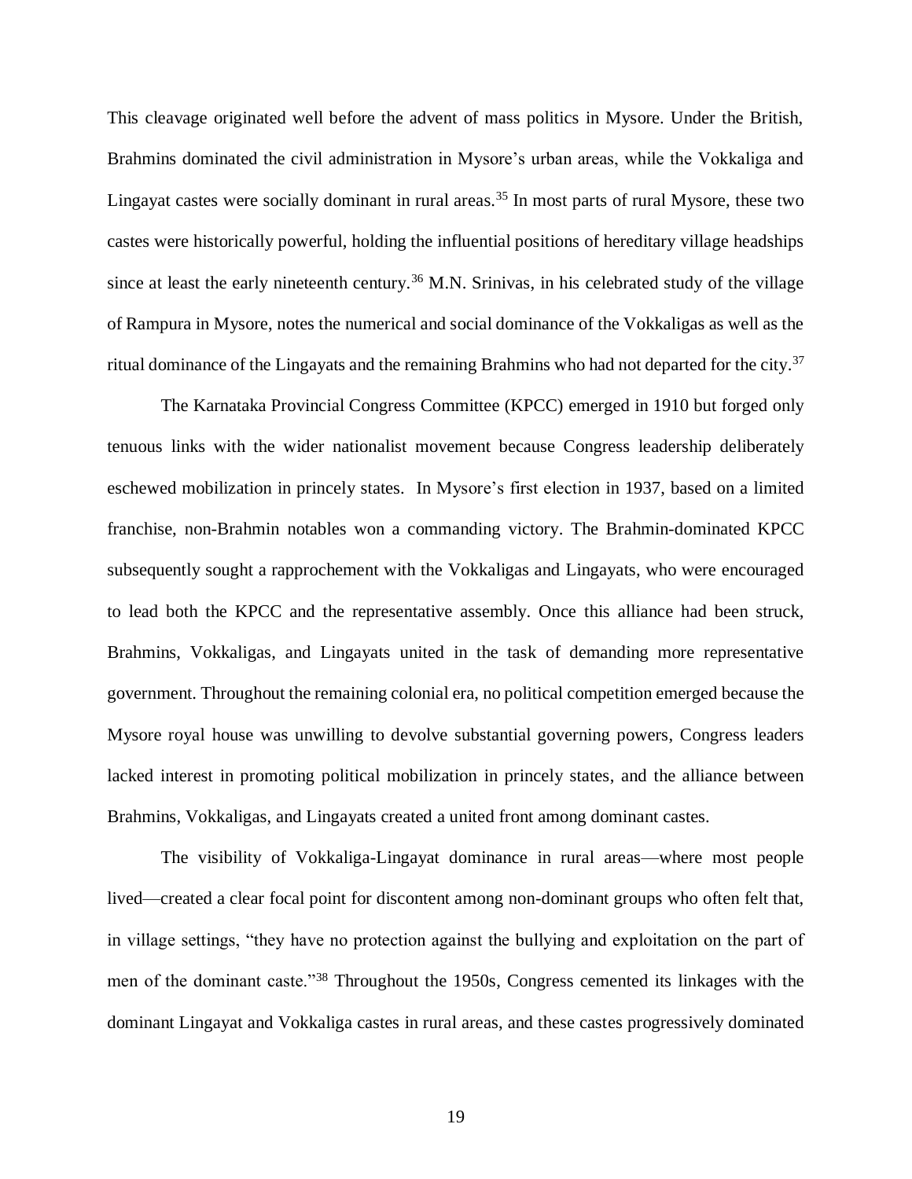This cleavage originated well before the advent of mass politics in Mysore. Under the British, Brahmins dominated the civil administration in Mysore's urban areas, while the Vokkaliga and Lingayat castes were socially dominant in rural areas.[35] In most parts of rural Mysore, these two castes were historically powerful, holding the influential positions of hereditary village headships since at least the early nineteenth century.[36] M.N. Srinivas, in his celebrated study of the village of Rampura in Mysore, notes the numerical and social dominance of the Vokkaligas as well as the ritual dominance of the Lingayats and the remaining Brahmins who had not departed for the city.[37]

The Karnataka Provincial Congress Committee (KPCC) emerged in 1910 but forged only tenuous links with the wider nationalist movement because Congress leadership deliberately eschewed mobilization in princely states. In Mysore's first election in 1937, based on a limited franchise, non-Brahmin notables won a commanding victory. The Brahmin-dominated KPCC subsequently sought a rapprochement with the Vokkaligas and Lingayats, who were encouraged to lead both the KPCC and the representative assembly. Once this alliance had been struck, Brahmins, Vokkaligas, and Lingayats united in the task of demanding more representative government. Throughout the remaining colonial era, no political competition emerged because the Mysore royal house was unwilling to devolve substantial governing powers, Congress leaders lacked interest in promoting political mobilization in princely states, and the alliance between Brahmins, Vokkaligas, and Lingayats created a united front among dominant castes.

The visibility of Vokkaliga-Lingayat dominance in rural areas—where most people lived—created a clear focal point for discontent among non-dominant groups who often felt that, in village settings, "they have no protection against the bullying and exploitation on the part of men of the dominant caste."[38] Throughout the 1950s, Congress cemented its linkages with the dominant Lingayat and Vokkaliga castes in rural areas, and these castes progressively dominated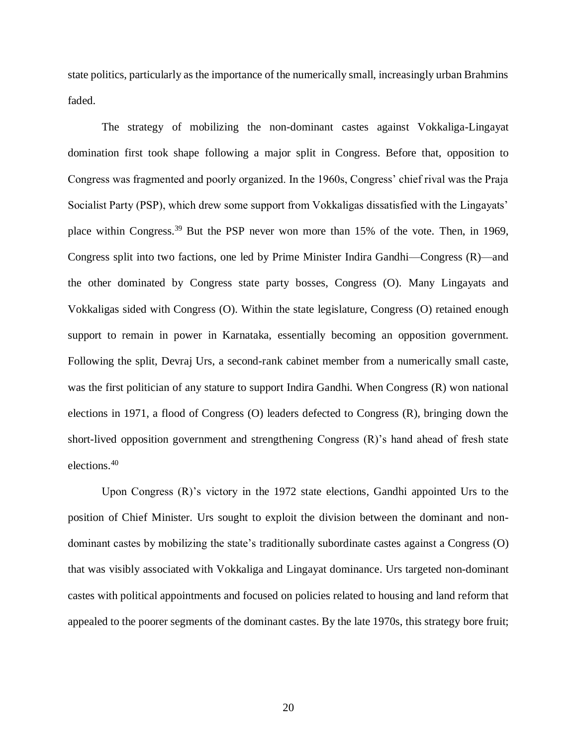state politics, particularly as the importance of the numerically small, increasingly urban Brahmins faded.

The strategy of mobilizing the non-dominant castes against Vokkaliga-Lingayat domination first took shape following a major split in Congress. Before that, opposition to Congress was fragmented and poorly organized. In the 1960s, Congress' chief rival was the Praja Socialist Party (PSP), which drew some support from Vokkaligas dissatisfied with the Lingayats' place within Congress.[39] But the PSP never won more than 15% of the vote. Then, in 1969, Congress split into two factions, one led by Prime Minister Indira Gandhi—Congress (R)—and the other dominated by Congress state party bosses, Congress (O). Many Lingayats and Vokkaligas sided with Congress (O). Within the state legislature, Congress (O) retained enough support to remain in power in Karnataka, essentially becoming an opposition government. Following the split, Devraj Urs, a second-rank cabinet member from a numerically small caste, was the first politician of any stature to support Indira Gandhi. When Congress (R) won national elections in 1971, a flood of Congress (O) leaders defected to Congress (R), bringing down the short-lived opposition government and strengthening Congress (R)'s hand ahead of fresh state elections.[40]

Upon Congress (R)'s victory in the 1972 state elections, Gandhi appointed Urs to the position of Chief Minister. Urs sought to exploit the division between the dominant and non-dominant castes by mobilizing the state's traditionally subordinate castes against a Congress (O) that was visibly associated with Vokkaliga and Lingayat dominance. Urs targeted non-dominant castes with political appointments and focused on policies related to housing and land reform that appealed to the poorer segments of the dominant castes. By the late 1970s, this strategy bore fruit;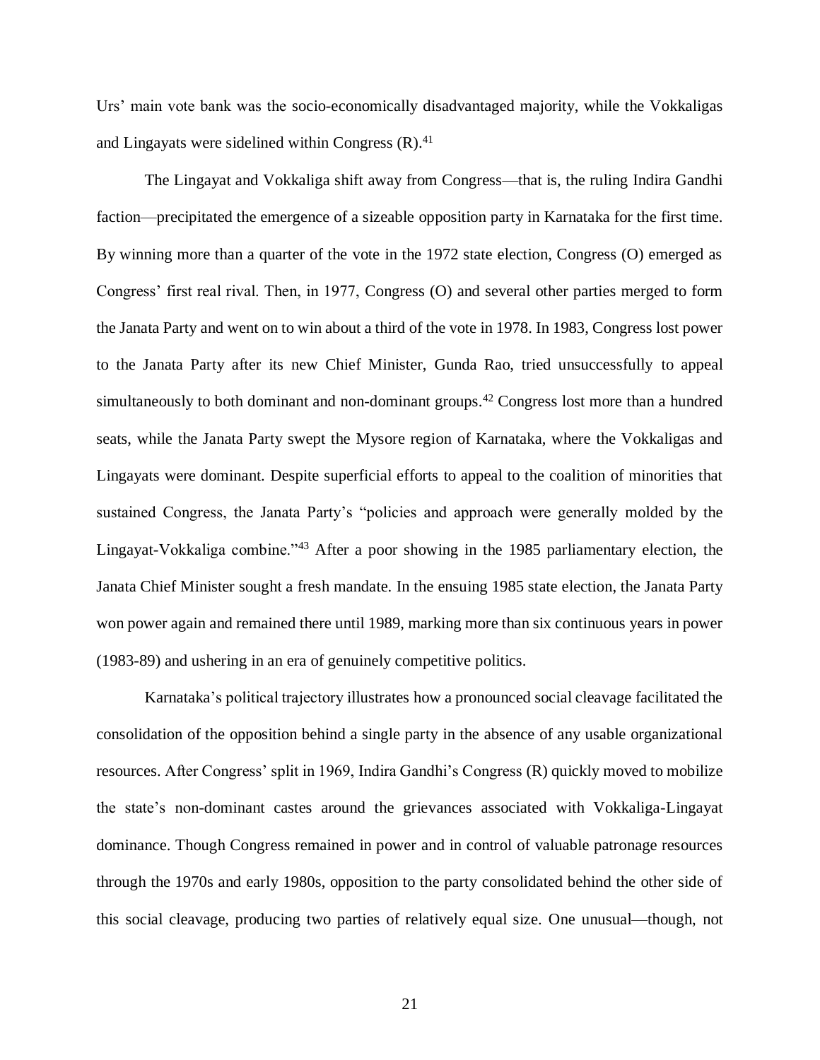Urs' main vote bank was the socio-economically disadvantaged majority, while the Vokkaligas and Lingayats were sidelined within Congress (R).[41]

The Lingayat and Vokkaliga shift away from Congress—that is, the ruling Indira Gandhi faction—precipitated the emergence of a sizeable opposition party in Karnataka for the first time. By winning more than a quarter of the vote in the 1972 state election, Congress (O) emerged as Congress' first real rival. Then, in 1977, Congress (O) and several other parties merged to form the Janata Party and went on to win about a third of the vote in 1978. In 1983, Congress lost power to the Janata Party after its new Chief Minister, Gunda Rao, tried unsuccessfully to appeal simultaneously to both dominant and non-dominant groups.[42] Congress lost more than a hundred seats, while the Janata Party swept the Mysore region of Karnataka, where the Vokkaligas and Lingayats were dominant. Despite superficial efforts to appeal to the coalition of minorities that sustained Congress, the Janata Party's "policies and approach were generally molded by the Lingayat-Vokkaliga combine."[43] After a poor showing in the 1985 parliamentary election, the Janata Chief Minister sought a fresh mandate. In the ensuing 1985 state election, the Janata Party won power again and remained there until 1989, marking more than six continuous years in power (1983-89) and ushering in an era of genuinely competitive politics.

Karnataka's political trajectory illustrates how a pronounced social cleavage facilitated the consolidation of the opposition behind a single party in the absence of any usable organizational resources. After Congress' split in 1969, Indira Gandhi's Congress (R) quickly moved to mobilize the state's non-dominant castes around the grievances associated with Vokkaliga-Lingayat dominance. Though Congress remained in power and in control of valuable patronage resources through the 1970s and early 1980s, opposition to the party consolidated behind the other side of this social cleavage, producing two parties of relatively equal size. One unusual—though, not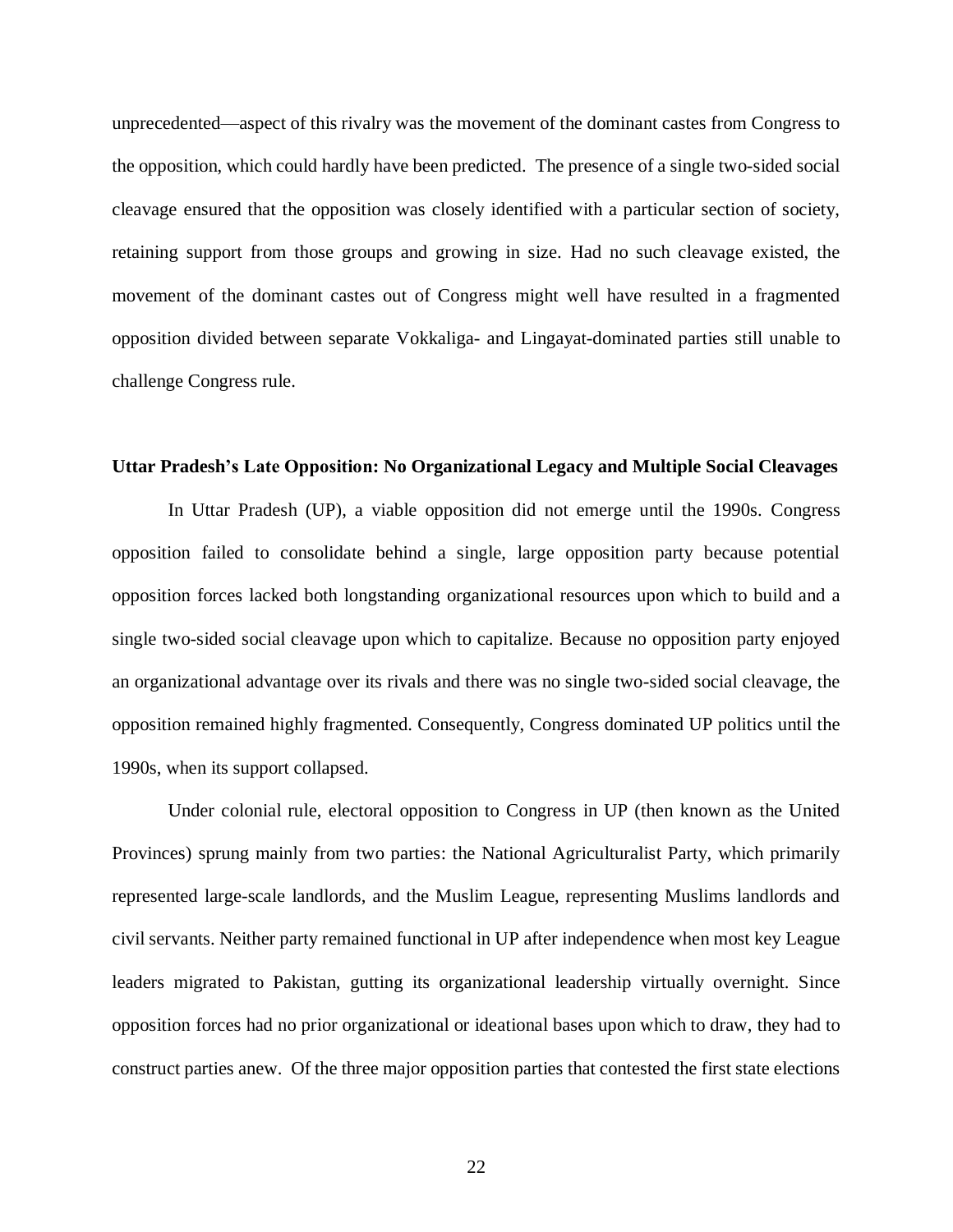unprecedented—aspect of this rivalry was the movement of the dominant castes from Congress to the opposition, which could hardly have been predicted. The presence of a single two-sided social cleavage ensured that the opposition was closely identified with a particular section of society, retaining support from those groups and growing in size. Had no such cleavage existed, the movement of the dominant castes out of Congress might well have resulted in a fragmented opposition divided between separate Vokkaliga- and Lingayat-dominated parties still unable to challenge Congress rule.

**Uttar Pradesh's Late Opposition: No Organizational Legacy and Multiple Social Cleavages**

In Uttar Pradesh (UP), a viable opposition did not emerge until the 1990s. Congress opposition failed to consolidate behind a single, large opposition party because potential opposition forces lacked both longstanding organizational resources upon which to build and a single two-sided social cleavage upon which to capitalize. Because no opposition party enjoyed an organizational advantage over its rivals and there was no single two-sided social cleavage, the opposition remained highly fragmented. Consequently, Congress dominated UP politics until the 1990s, when its support collapsed.

Under colonial rule, electoral opposition to Congress in UP (then known as the United Provinces) sprung mainly from two parties: the National Agriculturalist Party, which primarily represented large-scale landlords, and the Muslim League, representing Muslims landlords and civil servants. Neither party remained functional in UP after independence when most key League leaders migrated to Pakistan, gutting its organizational leadership virtually overnight. Since opposition forces had no prior organizational or ideational bases upon which to draw, they had to construct parties anew. Of the three major opposition parties that contested the first state elections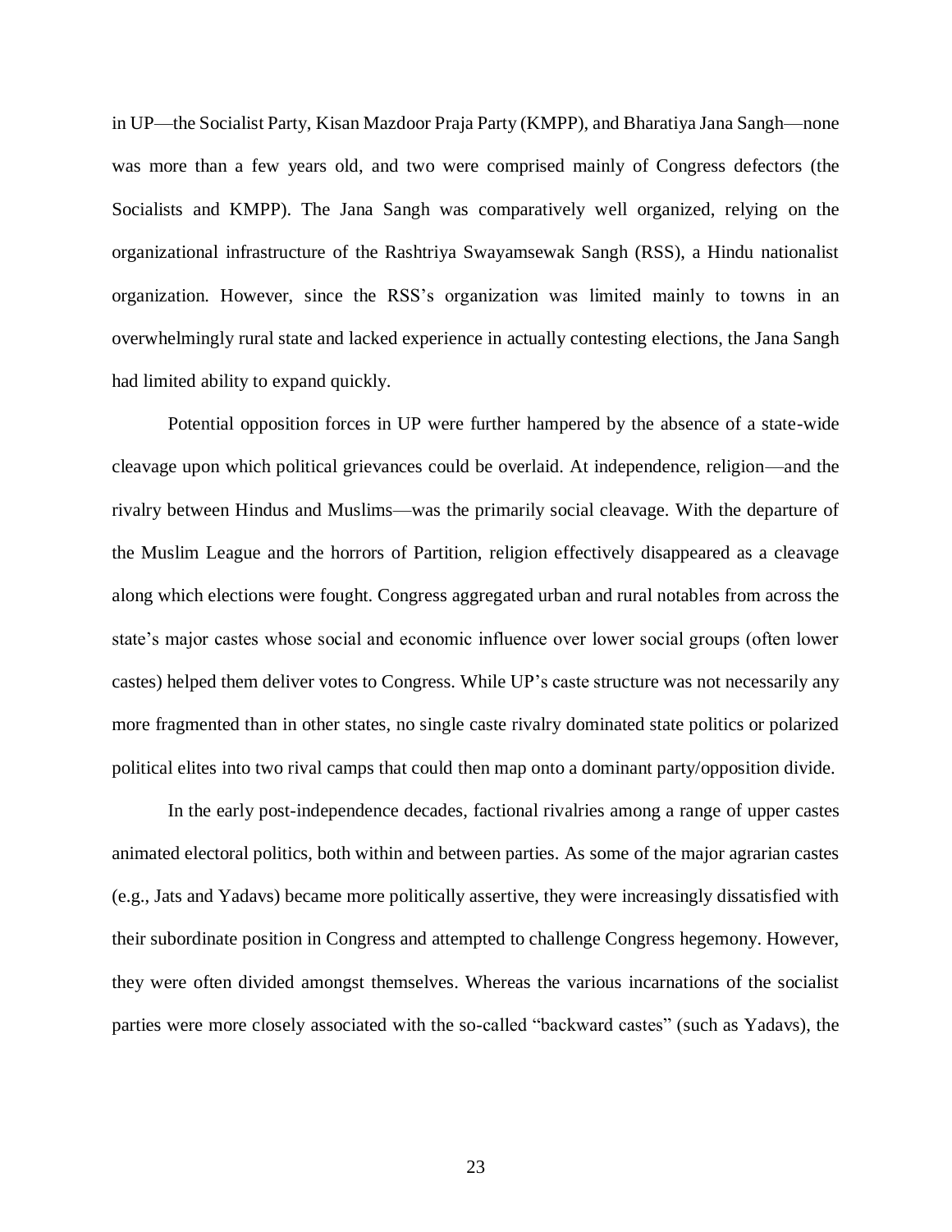in UP—the Socialist Party, Kisan Mazdoor Praja Party (KMPP), and Bharatiya Jana Sangh—none was more than a few years old, and two were comprised mainly of Congress defectors (the Socialists and KMPP). The Jana Sangh was comparatively well organized, relying on the organizational infrastructure of the Rashtriya Swayamsewak Sangh (RSS), a Hindu nationalist organization. However, since the RSS's organization was limited mainly to towns in an overwhelmingly rural state and lacked experience in actually contesting elections, the Jana Sangh had limited ability to expand quickly.

Potential opposition forces in UP were further hampered by the absence of a state-wide cleavage upon which political grievances could be overlaid. At independence, religion—and the rivalry between Hindus and Muslims—was the primarily social cleavage. With the departure of the Muslim League and the horrors of Partition, religion effectively disappeared as a cleavage along which elections were fought. Congress aggregated urban and rural notables from across the state's major castes whose social and economic influence over lower social groups (often lower castes) helped them deliver votes to Congress. While UP's caste structure was not necessarily any more fragmented than in other states, no single caste rivalry dominated state politics or polarized political elites into two rival camps that could then map onto a dominant party/opposition divide.

In the early post-independence decades, factional rivalries among a range of upper castes animated electoral politics, both within and between parties. As some of the major agrarian castes (e.g., Jats and Yadavs) became more politically assertive, they were increasingly dissatisfied with their subordinate position in Congress and attempted to challenge Congress hegemony. However, they were often divided amongst themselves. Whereas the various incarnations of the socialist parties were more closely associated with the so-called "backward castes" (such as Yadavs), the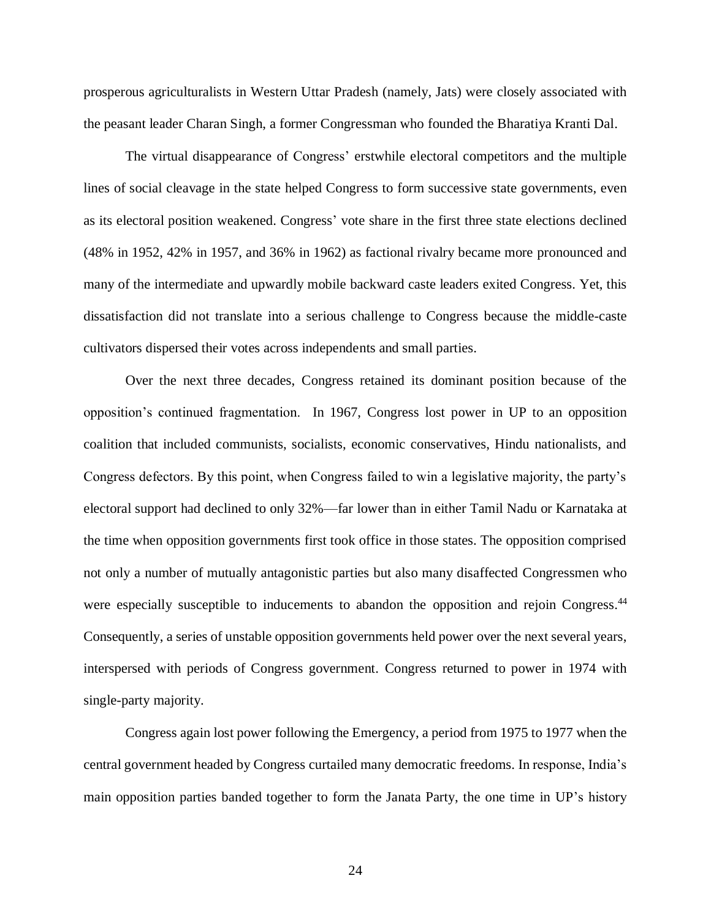prosperous agriculturalists in Western Uttar Pradesh (namely, Jats) were closely associated with the peasant leader Charan Singh, a former Congressman who founded the Bharatiya Kranti Dal.

The virtual disappearance of Congress' erstwhile electoral competitors and the multiple lines of social cleavage in the state helped Congress to form successive state governments, even as its electoral position weakened. Congress' vote share in the first three state elections declined (48% in 1952, 42% in 1957, and 36% in 1962) as factional rivalry became more pronounced and many of the intermediate and upwardly mobile backward caste leaders exited Congress. Yet, this dissatisfaction did not translate into a serious challenge to Congress because the middle-caste cultivators dispersed their votes across independents and small parties.

Over the next three decades, Congress retained its dominant position because of the opposition's continued fragmentation. In 1967, Congress lost power in UP to an opposition coalition that included communists, socialists, economic conservatives, Hindu nationalists, and Congress defectors. By this point, when Congress failed to win a legislative majority, the party's electoral support had declined to only 32%—far lower than in either Tamil Nadu or Karnataka at the time when opposition governments first took office in those states. The opposition comprised not only a number of mutually antagonistic parties but also many disaffected Congressmen who were especially susceptible to inducements to abandon the opposition and rejoin Congress.[44] Consequently, a series of unstable opposition governments held power over the next several years, interspersed with periods of Congress government. Congress returned to power in 1974 with single-party majority.

Congress again lost power following the Emergency, a period from 1975 to 1977 when the central government headed by Congress curtailed many democratic freedoms. In response, India's main opposition parties banded together to form the Janata Party, the one time in UP's history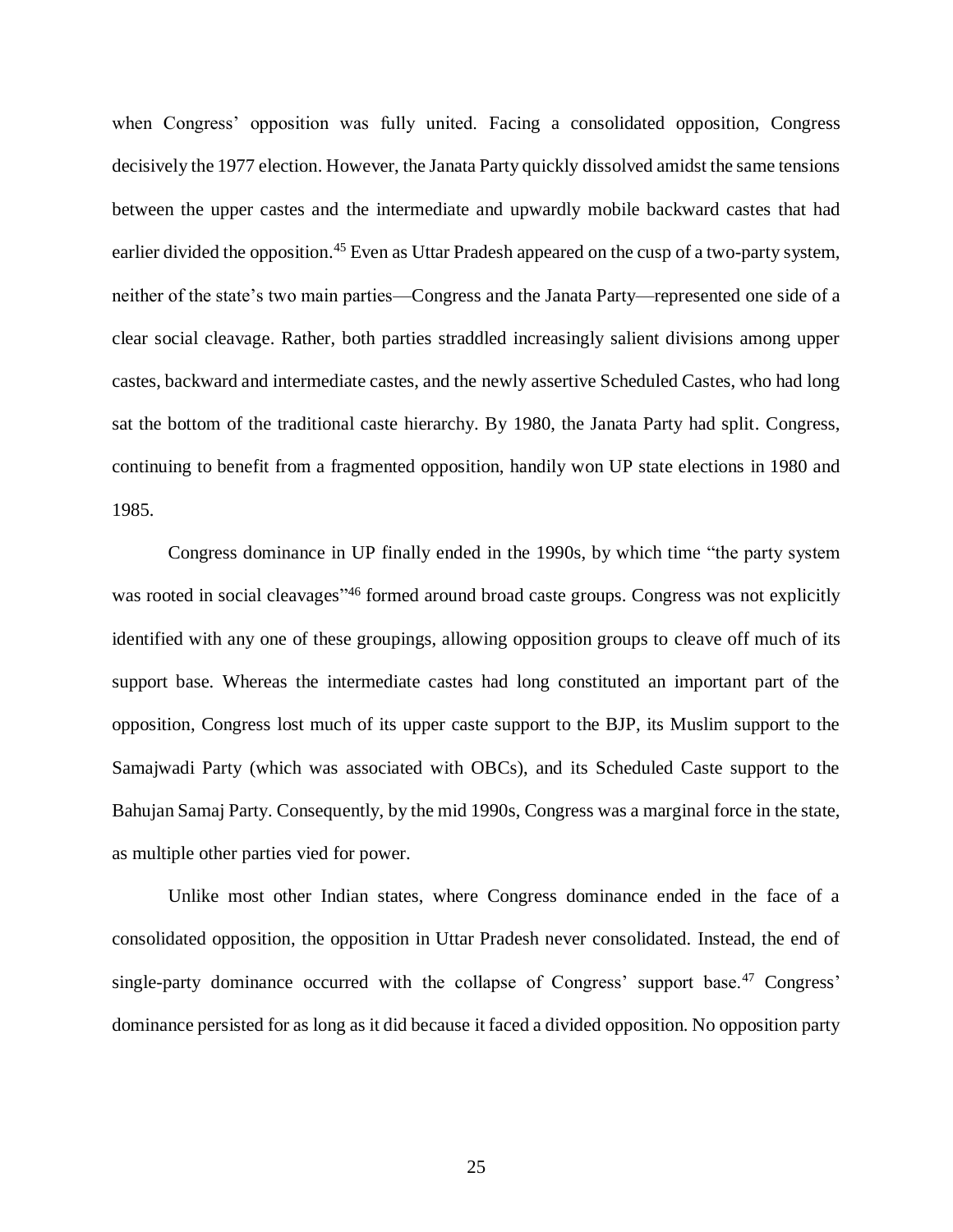when Congress' opposition was fully united. Facing a consolidated opposition, Congress decisively the 1977 election. However, the Janata Party quickly dissolved amidst the same tensions between the upper castes and the intermediate and upwardly mobile backward castes that had earlier divided the opposition.[45] Even as Uttar Pradesh appeared on the cusp of a two-party system, neither of the state's two main parties—Congress and the Janata Party—represented one side of a clear social cleavage. Rather, both parties straddled increasingly salient divisions among upper castes, backward and intermediate castes, and the newly assertive Scheduled Castes, who had long sat the bottom of the traditional caste hierarchy. By 1980, the Janata Party had split. Congress, continuing to benefit from a fragmented opposition, handily won UP state elections in 1980 and 1985.

Congress dominance in UP finally ended in the 1990s, by which time "the party system was rooted in social cleavages"[46] formed around broad caste groups. Congress was not explicitly identified with any one of these groupings, allowing opposition groups to cleave off much of its support base. Whereas the intermediate castes had long constituted an important part of the opposition, Congress lost much of its upper caste support to the BJP, its Muslim support to the Samajwadi Party (which was associated with OBCs), and its Scheduled Caste support to the Bahujan Samaj Party. Consequently, by the mid 1990s, Congress was a marginal force in the state, as multiple other parties vied for power.

Unlike most other Indian states, where Congress dominance ended in the face of a consolidated opposition, the opposition in Uttar Pradesh never consolidated. Instead, the end of single-party dominance occurred with the collapse of Congress' support base.[47] Congress' dominance persisted for as long as it did because it faced a divided opposition. No opposition party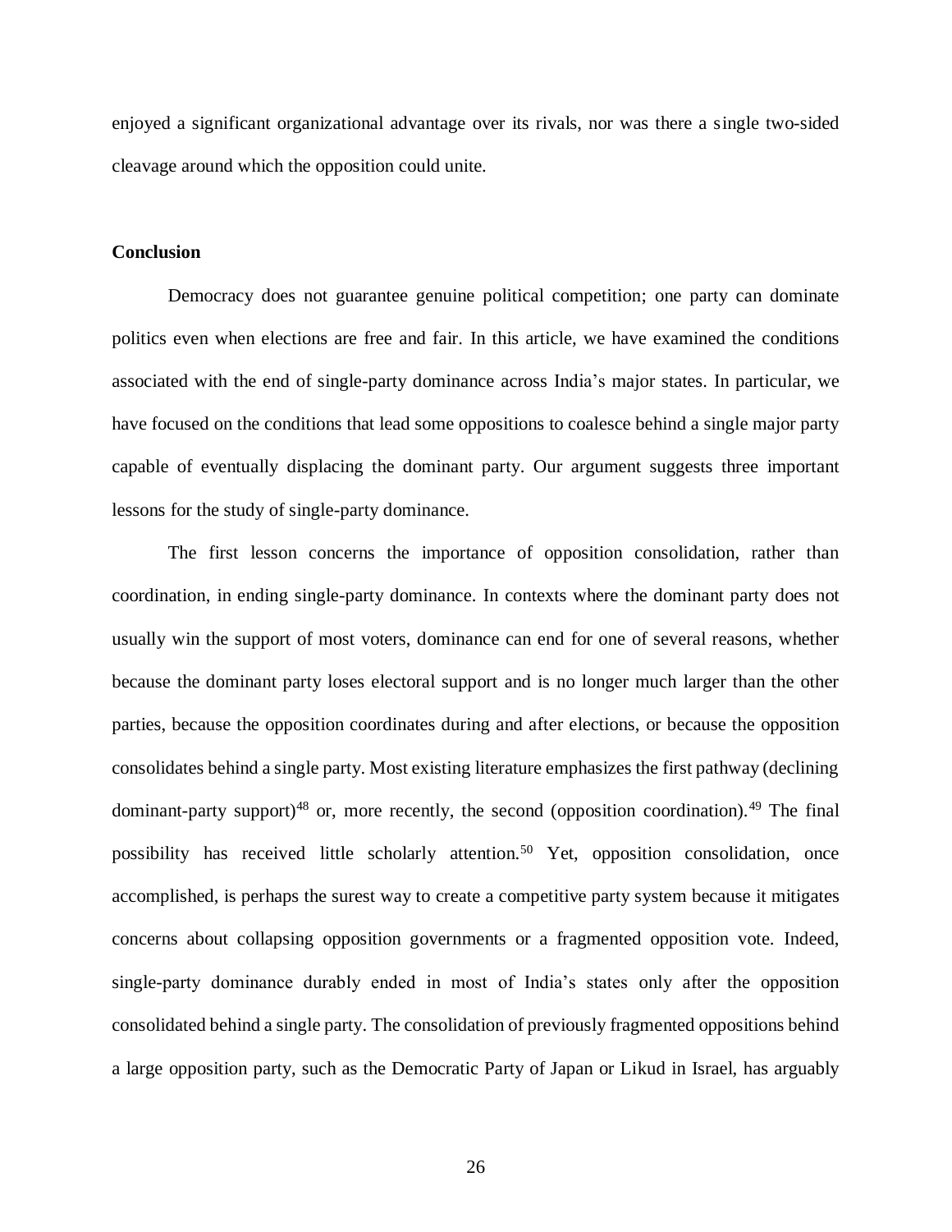enjoyed a significant organizational advantage over its rivals, nor was there a single two-sided cleavage around which the opposition could unite.

**Conclusion**

Democracy does not guarantee genuine political competition; one party can dominate politics even when elections are free and fair. In this article, we have examined the conditions associated with the end of single-party dominance across India's major states. In particular, we have focused on the conditions that lead some oppositions to coalesce behind a single major party capable of eventually displacing the dominant party. Our argument suggests three important lessons for the study of single-party dominance.

The first lesson concerns the importance of opposition consolidation, rather than coordination, in ending single-party dominance. In contexts where the dominant party does not usually win the support of most voters, dominance can end for one of several reasons, whether because the dominant party loses electoral support and is no longer much larger than the other parties, because the opposition coordinates during and after elections, or because the opposition consolidates behind a single party. Most existing literature emphasizes the first pathway (declining dominant-party support)[48] or, more recently, the second (opposition coordination).[49] The final possibility has received little scholarly attention.[50] Yet, opposition consolidation, once accomplished, is perhaps the surest way to create a competitive party system because it mitigates concerns about collapsing opposition governments or a fragmented opposition vote. Indeed, single-party dominance durably ended in most of India's states only after the opposition consolidated behind a single party. The consolidation of previously fragmented oppositions behind a large opposition party, such as the Democratic Party of Japan or Likud in Israel, has arguably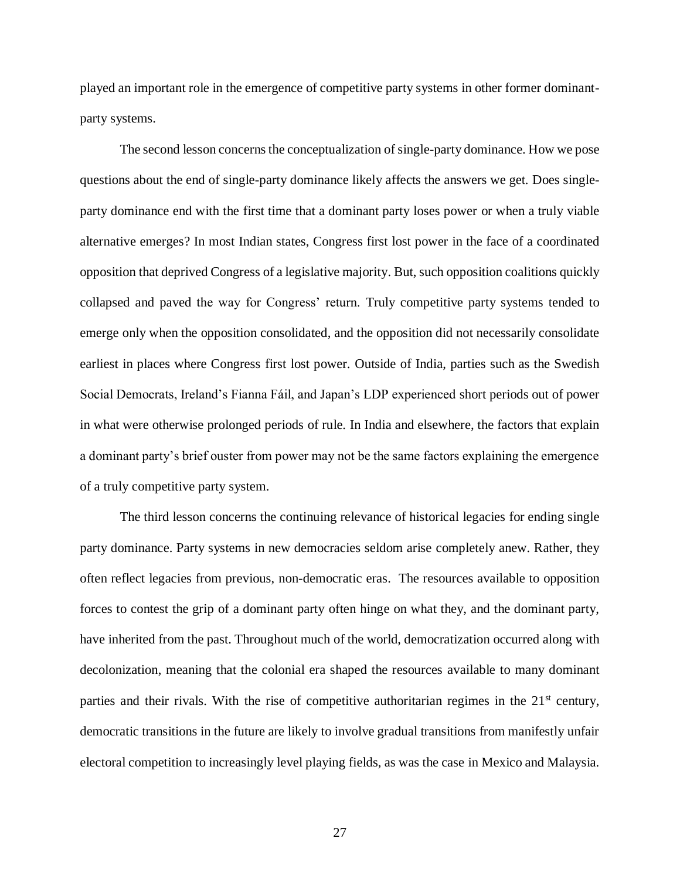played an important role in the emergence of competitive party systems in other former dominant-party systems.

The second lesson concerns the conceptualization of single-party dominance. How we pose questions about the end of single-party dominance likely affects the answers we get. Does single-party dominance end with the first time that a dominant party loses power or when a truly viable alternative emerges? In most Indian states, Congress first lost power in the face of a coordinated opposition that deprived Congress of a legislative majority. But, such opposition coalitions quickly collapsed and paved the way for Congress' return. Truly competitive party systems tended to emerge only when the opposition consolidated, and the opposition did not necessarily consolidate earliest in places where Congress first lost power. Outside of India, parties such as the Swedish Social Democrats, Ireland's Fianna Fáil, and Japan's LDP experienced short periods out of power in what were otherwise prolonged periods of rule. In India and elsewhere, the factors that explain a dominant party's brief ouster from power may not be the same factors explaining the emergence of a truly competitive party system.

The third lesson concerns the continuing relevance of historical legacies for ending single party dominance. Party systems in new democracies seldom arise completely anew. Rather, they often reflect legacies from previous, non-democratic eras. The resources available to opposition forces to contest the grip of a dominant party often hinge on what they, and the dominant party, have inherited from the past. Throughout much of the world, democratization occurred along with decolonization, meaning that the colonial era shaped the resources available to many dominant parties and their rivals. With the rise of competitive authoritarian regimes in the 21st century, democratic transitions in the future are likely to involve gradual transitions from manifestly unfair electoral competition to increasingly level playing fields, as was the case in Mexico and Malaysia.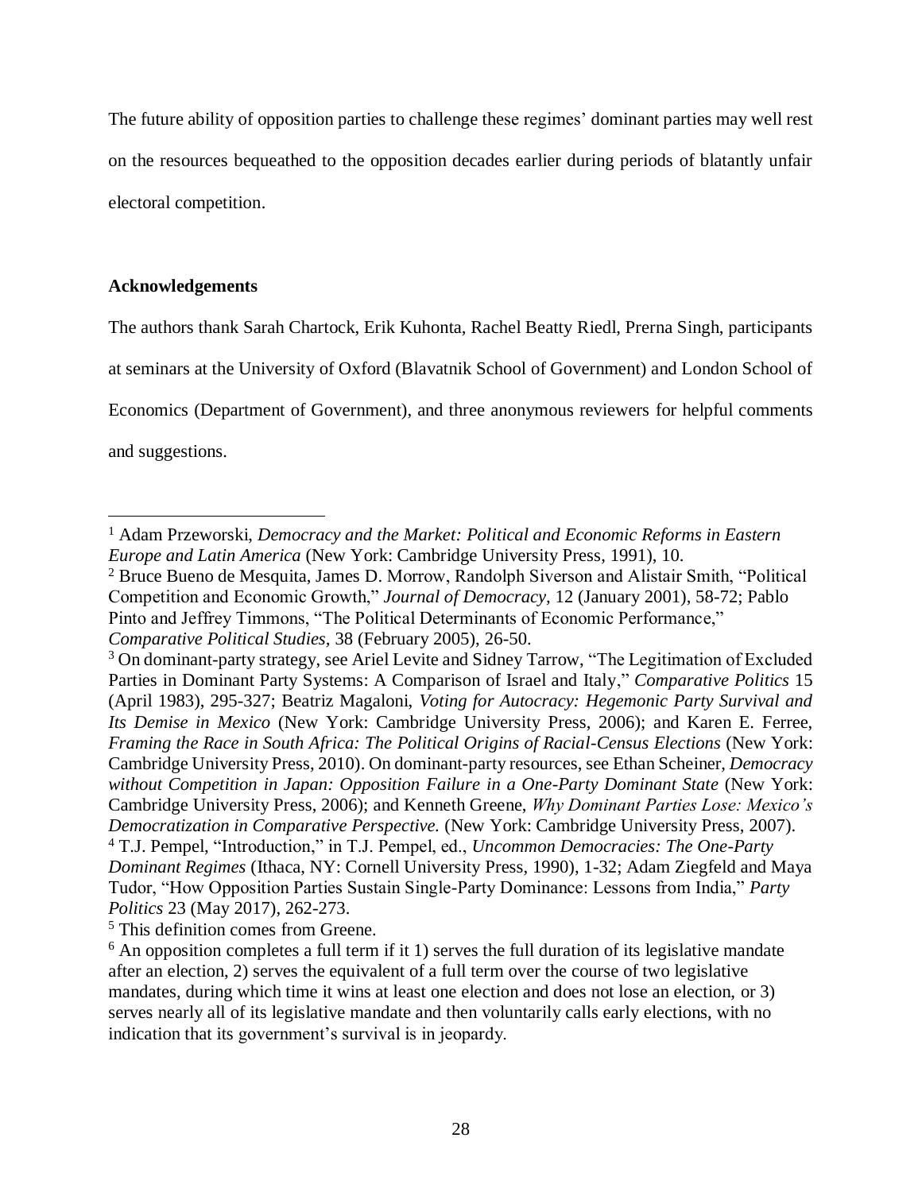The future ability of opposition parties to challenge these regimes' dominant parties may well rest on the resources bequeathed to the opposition decades earlier during periods of blatantly unfair electoral competition.

**Acknowledgements**

The authors thank Sarah Chartock, Erik Kuhonta, Rachel Beatty Riedl, Prerna Singh, participants at seminars at the University of Oxford (Blavatnik School of Government) and London School of Economics (Department of Government), and three anonymous reviewers for helpful comments and suggestions.

---

[1] Adam Przeworski, *Democracy and the Market: Political and Economic Reforms in Eastern Europe and Latin America* (New York: Cambridge University Press, 1991), 10.

[2] Bruce Bueno de Mesquita, James D. Morrow, Randolph Siverson and Alistair Smith, "Political Competition and Economic Growth," *Journal of Democracy,* 12 (January 2001), 58-72; Pablo Pinto and Jeffrey Timmons, "The Political Determinants of Economic Performance," *Comparative Political Studies,* 38 (February 2005), 26-50.

[3] On dominant-party strategy, see Ariel Levite and Sidney Tarrow, "The Legitimation of Excluded Parties in Dominant Party Systems: A Comparison of Israel and Italy," *Comparative Politics* 15 (April 1983), 295-327; Beatriz Magaloni, *Voting for Autocracy: Hegemonic Party Survival and Its Demise in Mexico* (New York: Cambridge University Press, 2006); and Karen E. Ferree, *Framing the Race in South Africa: The Political Origins of Racial-Census Elections* (New York: Cambridge University Press, 2010). On dominant-party resources, see Ethan Scheiner, *Democracy without Competition in Japan: Opposition Failure in a One-Party Dominant State* (New York: Cambridge University Press, 2006); and Kenneth Greene, *Why Dominant Parties Lose: Mexico's Democratization in Comparative Perspective.* (New York: Cambridge University Press, 2007).

[4] T.J. Pempel, "Introduction," in T.J. Pempel, ed., *Uncommon Democracies: The One-Party Dominant Regimes* (Ithaca, NY: Cornell University Press, 1990), 1-32; Adam Ziegfeld and Maya Tudor, "How Opposition Parties Sustain Single-Party Dominance: Lessons from India," *Party Politics* 23 (May 2017), 262-273.

[5] This definition comes from Greene.

[6] An opposition completes a full term if it 1) serves the full duration of its legislative mandate after an election, 2) serves the equivalent of a full term over the course of two legislative mandates, during which time it wins at least one election and does not lose an election, or 3) serves nearly all of its legislative mandate and then voluntarily calls early elections, with no indication that its government's survival is in jeopardy.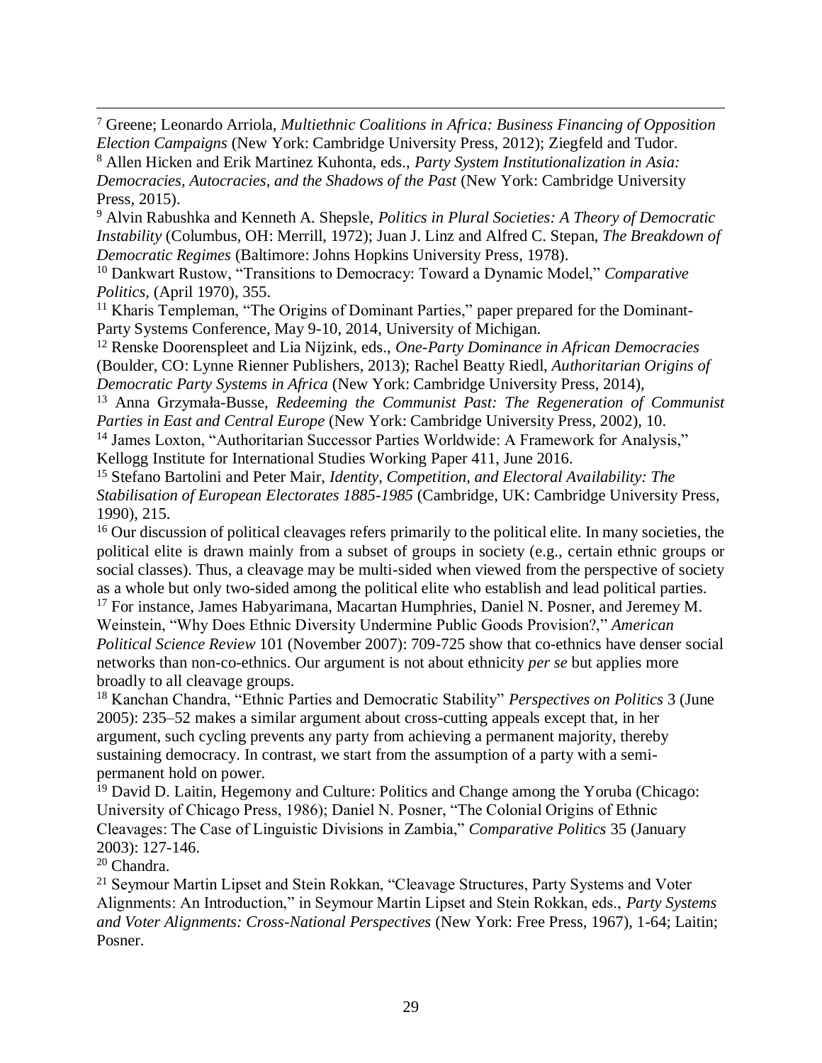[7] Greene; Leonardo Arriola, *Multiethnic Coalitions in Africa: Business Financing of Opposition Election Campaigns* (New York: Cambridge University Press, 2012); Ziegfeld and Tudor.

[8] Allen Hicken and Erik Martinez Kuhonta, eds., *Party System Institutionalization in Asia: Democracies, Autocracies, and the Shadows of the Past* (New York: Cambridge University Press, 2015).

[9] Alvin Rabushka and Kenneth A. Shepsle, *Politics in Plural Societies: A Theory of Democratic Instability* (Columbus, OH: Merrill, 1972); Juan J. Linz and Alfred C. Stepan, *The Breakdown of Democratic Regimes* (Baltimore: Johns Hopkins University Press, 1978).

[10] Dankwart Rustow, "Transitions to Democracy: Toward a Dynamic Model," *Comparative Politics*, (April 1970), 355.

[11] Kharis Templeman, "The Origins of Dominant Parties," paper prepared for the Dominant-Party Systems Conference, May 9-10, 2014, University of Michigan.

[12] Renske Doorenspleet and Lia Nijzink, eds., *One-Party Dominance in African Democracies* (Boulder, CO: Lynne Rienner Publishers, 2013); Rachel Beatty Riedl, *Authoritarian Origins of Democratic Party Systems in Africa* (New York: Cambridge University Press, 2014),

[13] Anna Grzymała-Busse, *Redeeming the Communist Past: The Regeneration of Communist Parties in East and Central Europe* (New York: Cambridge University Press, 2002), 10.

[14] James Loxton, "Authoritarian Successor Parties Worldwide: A Framework for Analysis," Kellogg Institute for International Studies Working Paper 411, June 2016.

[15] Stefano Bartolini and Peter Mair, *Identity, Competition, and Electoral Availability: The Stabilisation of European Electorates 1885-1985* (Cambridge, UK: Cambridge University Press, 1990), 215.

[16] Our discussion of political cleavages refers primarily to the political elite. In many societies, the political elite is drawn mainly from a subset of groups in society (e.g., certain ethnic groups or social classes). Thus, a cleavage may be multi-sided when viewed from the perspective of society as a whole but only two-sided among the political elite who establish and lead political parties.

[17] For instance, James Habyarimana, Macartan Humphries, Daniel N. Posner, and Jeremey M. Weinstein, "Why Does Ethnic Diversity Undermine Public Goods Provision?," *American Political Science Review* 101 (November 2007): 709-725 show that co-ethnics have denser social networks than non-co-ethnics. Our argument is not about ethnicity *per se* but applies more broadly to all cleavage groups.

[18] Kanchan Chandra, "Ethnic Parties and Democratic Stability" *Perspectives on Politics* 3 (June 2005): 235–52 makes a similar argument about cross-cutting appeals except that, in her argument, such cycling prevents any party from achieving a permanent majority, thereby sustaining democracy. In contrast, we start from the assumption of a party with a semi-permanent hold on power.

[19] David D. Laitin, Hegemony and Culture: Politics and Change among the Yoruba (Chicago: University of Chicago Press, 1986); Daniel N. Posner, "The Colonial Origins of Ethnic Cleavages: The Case of Linguistic Divisions in Zambia," *Comparative Politics* 35 (January 2003): 127-146.

[20] Chandra.

[21] Seymour Martin Lipset and Stein Rokkan, "Cleavage Structures, Party Systems and Voter Alignments: An Introduction," in Seymour Martin Lipset and Stein Rokkan, eds., *Party Systems and Voter Alignments: Cross-National Perspectives* (New York: Free Press, 1967), 1-64; Laitin; Posner.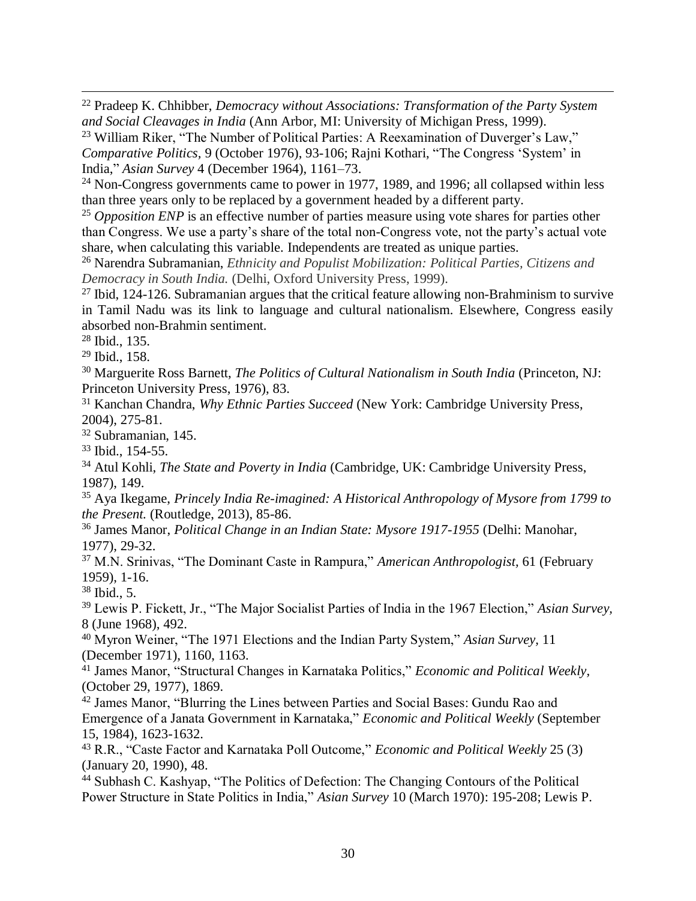[22] Pradeep K. Chhibber, *Democracy without Associations: Transformation of the Party System and Social Cleavages in India* (Ann Arbor, MI: University of Michigan Press, 1999).

[23] William Riker, "The Number of Political Parties: A Reexamination of Duverger's Law," *Comparative Politics*, 9 (October 1976), 93-106; Rajni Kothari, "The Congress 'System' in India," *Asian Survey* 4 (December 1964), 1161–73.

[24] Non-Congress governments came to power in 1977, 1989, and 1996; all collapsed within less than three years only to be replaced by a government headed by a different party.

[25] *Opposition ENP* is an effective number of parties measure using vote shares for parties other than Congress. We use a party's share of the total non-Congress vote, not the party's actual vote share, when calculating this variable. Independents are treated as unique parties.

[26] Narendra Subramanian, *Ethnicity and Populist Mobilization: Political Parties, Citizens and Democracy in South India.* (Delhi, Oxford University Press, 1999).

[27] Ibid, 124-126. Subramanian argues that the critical feature allowing non-Brahminism to survive in Tamil Nadu was its link to language and cultural nationalism. Elsewhere, Congress easily absorbed non-Brahmin sentiment.

[28] Ibid., 135.

[29] Ibid., 158.

[30] Marguerite Ross Barnett, *The Politics of Cultural Nationalism in South India* (Princeton, NJ: Princeton University Press, 1976), 83.

[31] Kanchan Chandra, *Why Ethnic Parties Succeed* (New York: Cambridge University Press, 2004), 275-81.

[32] Subramanian, 145.

[33] Ibid., 154-55.

[34] Atul Kohli, *The State and Poverty in India* (Cambridge, UK: Cambridge University Press, 1987), 149.

[35] Aya Ikegame, *Princely India Re-imagined: A Historical Anthropology of Mysore from 1799 to the Present.* (Routledge, 2013), 85-86.

[36] James Manor, *Political Change in an Indian State: Mysore 1917-1955* (Delhi: Manohar, 1977), 29-32.

[37] M.N. Srinivas, "The Dominant Caste in Rampura," *American Anthropologist,* 61 (February 1959), 1-16.

[38] Ibid., 5.

[39] Lewis P. Fickett, Jr., "The Major Socialist Parties of India in the 1967 Election," *Asian Survey,* 8 (June 1968), 492.

[40] Myron Weiner, "The 1971 Elections and the Indian Party System," *Asian Survey,* 11 (December 1971), 1160, 1163.

[41] James Manor, "Structural Changes in Karnataka Politics," *Economic and Political Weekly,* (October 29, 1977), 1869.

[42] James Manor, "Blurring the Lines between Parties and Social Bases: Gundu Rao and Emergence of a Janata Government in Karnataka," *Economic and Political Weekly* (September 15, 1984), 1623-1632.

[43] R.R., "Caste Factor and Karnataka Poll Outcome," *Economic and Political Weekly* 25 (3) (January 20, 1990), 48.

[44] Subhash C. Kashyap, "The Politics of Defection: The Changing Contours of the Political Power Structure in State Politics in India," *Asian Survey* 10 (March 1970): 195-208; Lewis P.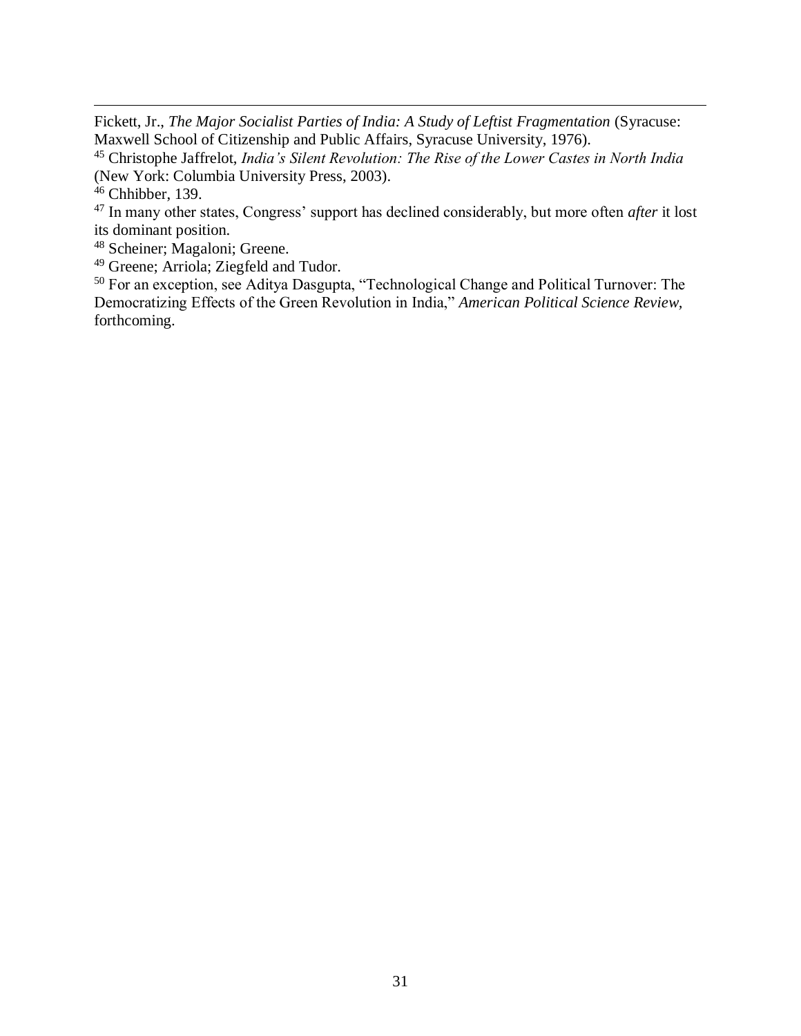Fickett, Jr., *The Major Socialist Parties of India: A Study of Leftist Fragmentation* (Syracuse: Maxwell School of Citizenship and Public Affairs, Syracuse University, 1976).

[45] Christophe Jaffrelot, *India's Silent Revolution: The Rise of the Lower Castes in North India* (New York: Columbia University Press, 2003).

[46] Chhibber, 139.

[47] In many other states, Congress' support has declined considerably, but more often *after* it lost its dominant position.

[48] Scheiner; Magaloni; Greene.

[49] Greene; Arriola; Ziegfeld and Tudor.

[50] For an exception, see Aditya Dasgupta, "Technological Change and Political Turnover: The Democratizing Effects of the Green Revolution in India," *American Political Science Review*, forthcoming.